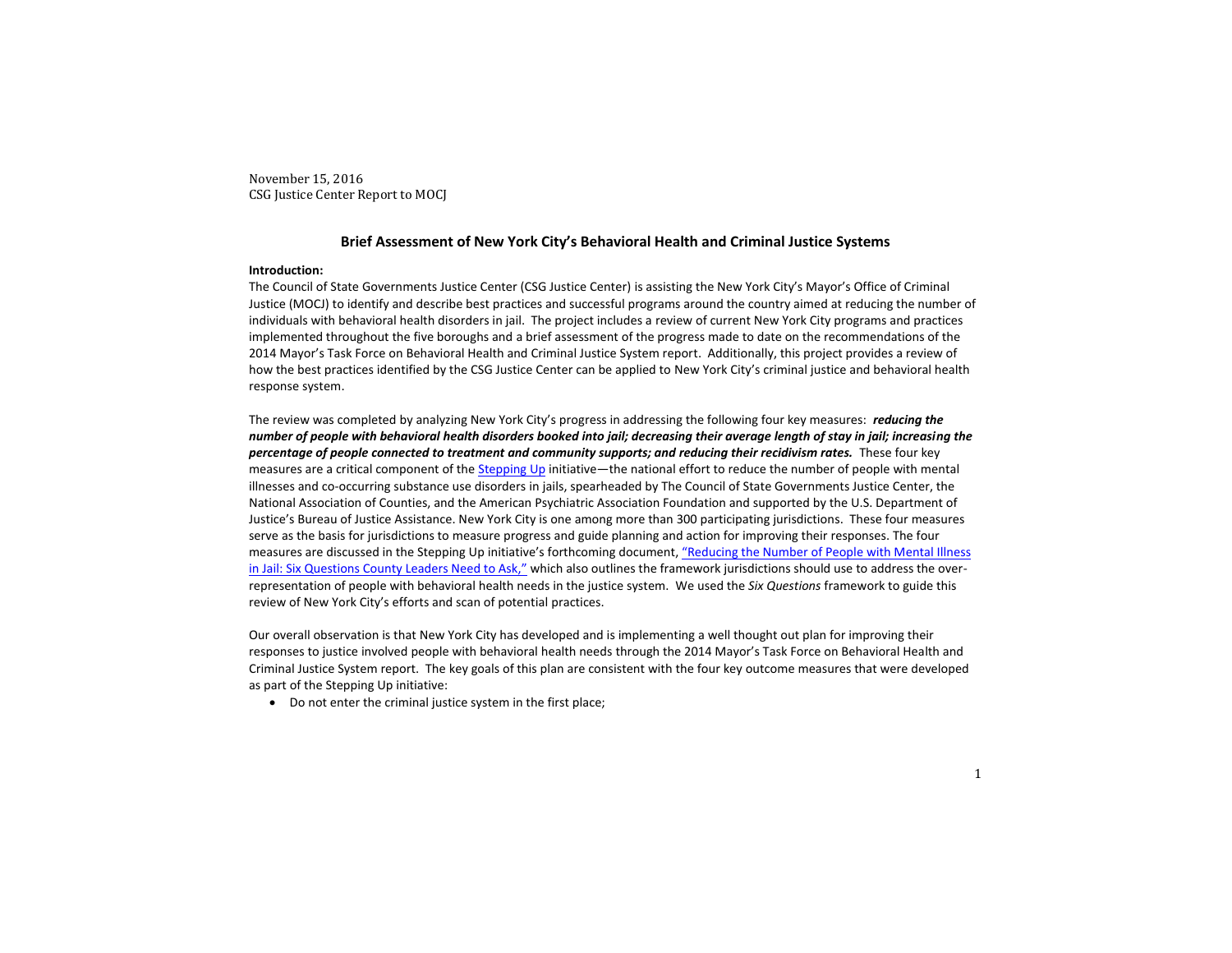November 15, 2016
CSG Justice Center Report to MOCJ

## Brief Assessment of New York City's Behavioral Health and Criminal Justice Systems

**Introduction:**

The Council of State Governments Justice Center (CSG Justice Center) is assisting the New York City's Mayor's Office of Criminal Justice (MOCJ) to identify and describe best practices and successful programs around the country aimed at reducing the number of individuals with behavioral health disorders in jail. The project includes a review of current New York City programs and practices implemented throughout the five boroughs and a brief assessment of the progress made to date on the recommendations of the 2014 Mayor's Task Force on Behavioral Health and Criminal Justice System report. Additionally, this project provides a review of how the best practices identified by the CSG Justice Center can be applied to New York City's criminal justice and behavioral health response system.

The review was completed by analyzing New York City's progress in addressing the following four key measures: ***reducing the number of people with behavioral health disorders booked into jail; decreasing their average length of stay in jail; increasing the percentage of people connected to treatment and community supports; and reducing their recidivism rates.*** These four key measures are a critical component of the Stepping Up initiative—the national effort to reduce the number of people with mental illnesses and co-occurring substance use disorders in jails, spearheaded by The Council of State Governments Justice Center, the National Association of Counties, and the American Psychiatric Association Foundation and supported by the U.S. Department of Justice's Bureau of Justice Assistance. New York City is one among more than 300 participating jurisdictions. These four measures serve as the basis for jurisdictions to measure progress and guide planning and action for improving their responses. The four measures are discussed in the Stepping Up initiative's forthcoming document, "Reducing the Number of People with Mental Illness in Jail: Six Questions County Leaders Need to Ask," which also outlines the framework jurisdictions should use to address the over-representation of people with behavioral health needs in the justice system. We used the *Six Questions* framework to guide this review of New York City's efforts and scan of potential practices.

Our overall observation is that New York City has developed and is implementing a well thought out plan for improving their responses to justice involved people with behavioral health needs through the 2014 Mayor's Task Force on Behavioral Health and Criminal Justice System report. The key goals of this plan are consistent with the four key outcome measures that were developed as part of the Stepping Up initiative:

- Do not enter the criminal justice system in the first place;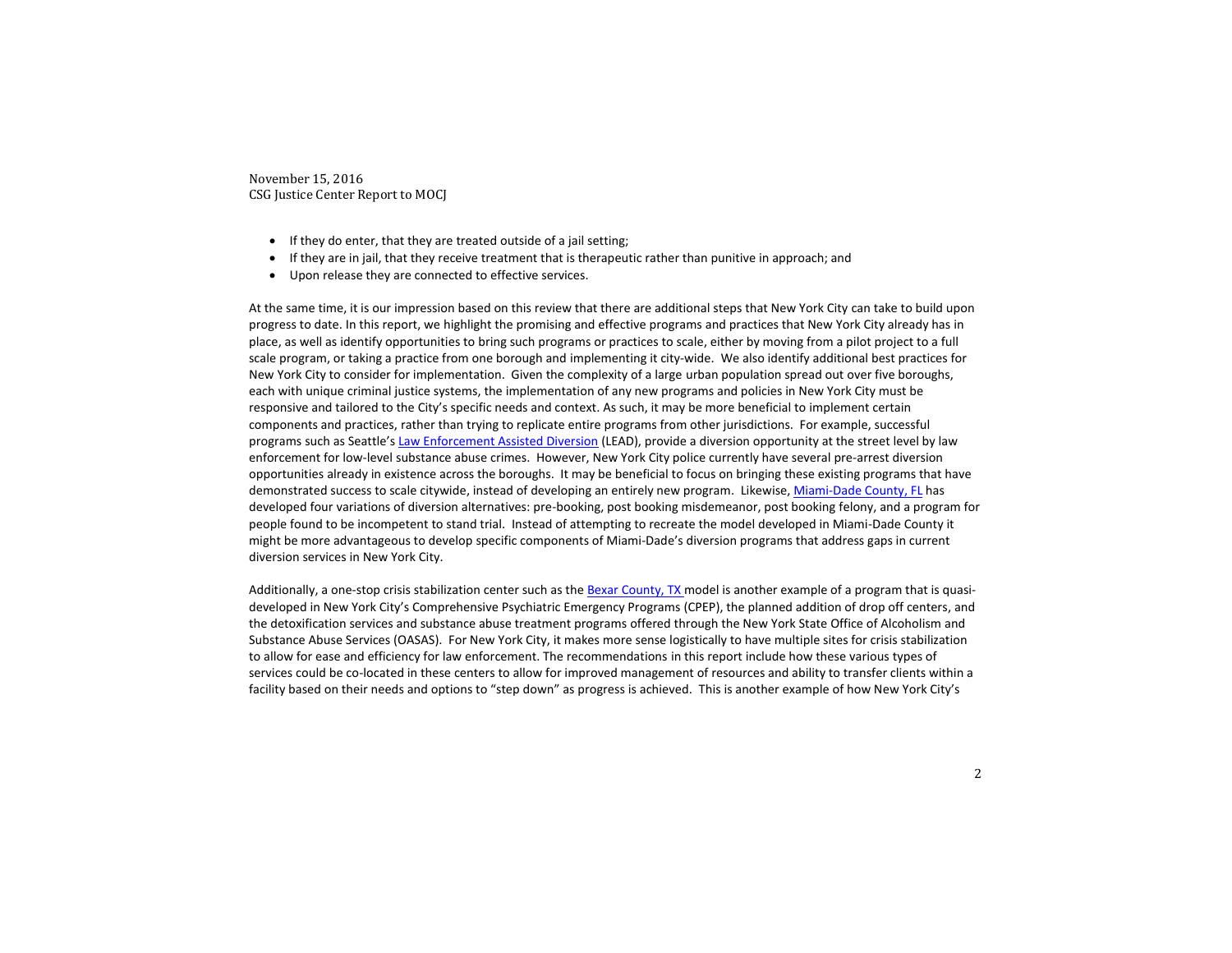- If they do enter, that they are treated outside of a jail setting;
- If they are in jail, that they receive treatment that is therapeutic rather than punitive in approach; and
- Upon release they are connected to effective services.

At the same time, it is our impression based on this review that there are additional steps that New York City can take to build upon progress to date. In this report, we highlight the promising and effective programs and practices that New York City already has in place, as well as identify opportunities to bring such programs or practices to scale, either by moving from a pilot project to a full scale program, or taking a practice from one borough and implementing it city-wide. We also identify additional best practices for New York City to consider for implementation. Given the complexity of a large urban population spread out over five boroughs, each with unique criminal justice systems, the implementation of any new programs and policies in New York City must be responsive and tailored to the City's specific needs and context. As such, it may be more beneficial to implement certain components and practices, rather than trying to replicate entire programs from other jurisdictions. For example, successful programs such as Seattle's Law Enforcement Assisted Diversion (LEAD), provide a diversion opportunity at the street level by law enforcement for low-level substance abuse crimes. However, New York City police currently have several pre-arrest diversion opportunities already in existence across the boroughs. It may be beneficial to focus on bringing these existing programs that have demonstrated success to scale citywide, instead of developing an entirely new program. Likewise, Miami-Dade County, FL has developed four variations of diversion alternatives: pre-booking, post booking misdemeanor, post booking felony, and a program for people found to be incompetent to stand trial. Instead of attempting to recreate the model developed in Miami-Dade County it might be more advantageous to develop specific components of Miami-Dade's diversion programs that address gaps in current diversion services in New York City.

Additionally, a one-stop crisis stabilization center such as the Bexar County, TX model is another example of a program that is quasi-developed in New York City's Comprehensive Psychiatric Emergency Programs (CPEP), the planned addition of drop off centers, and the detoxification services and substance abuse treatment programs offered through the New York State Office of Alcoholism and Substance Abuse Services (OASAS). For New York City, it makes more sense logistically to have multiple sites for crisis stabilization to allow for ease and efficiency for law enforcement. The recommendations in this report include how these various types of services could be co-located in these centers to allow for improved management of resources and ability to transfer clients within a facility based on their needs and options to "step down" as progress is achieved. This is another example of how New York City's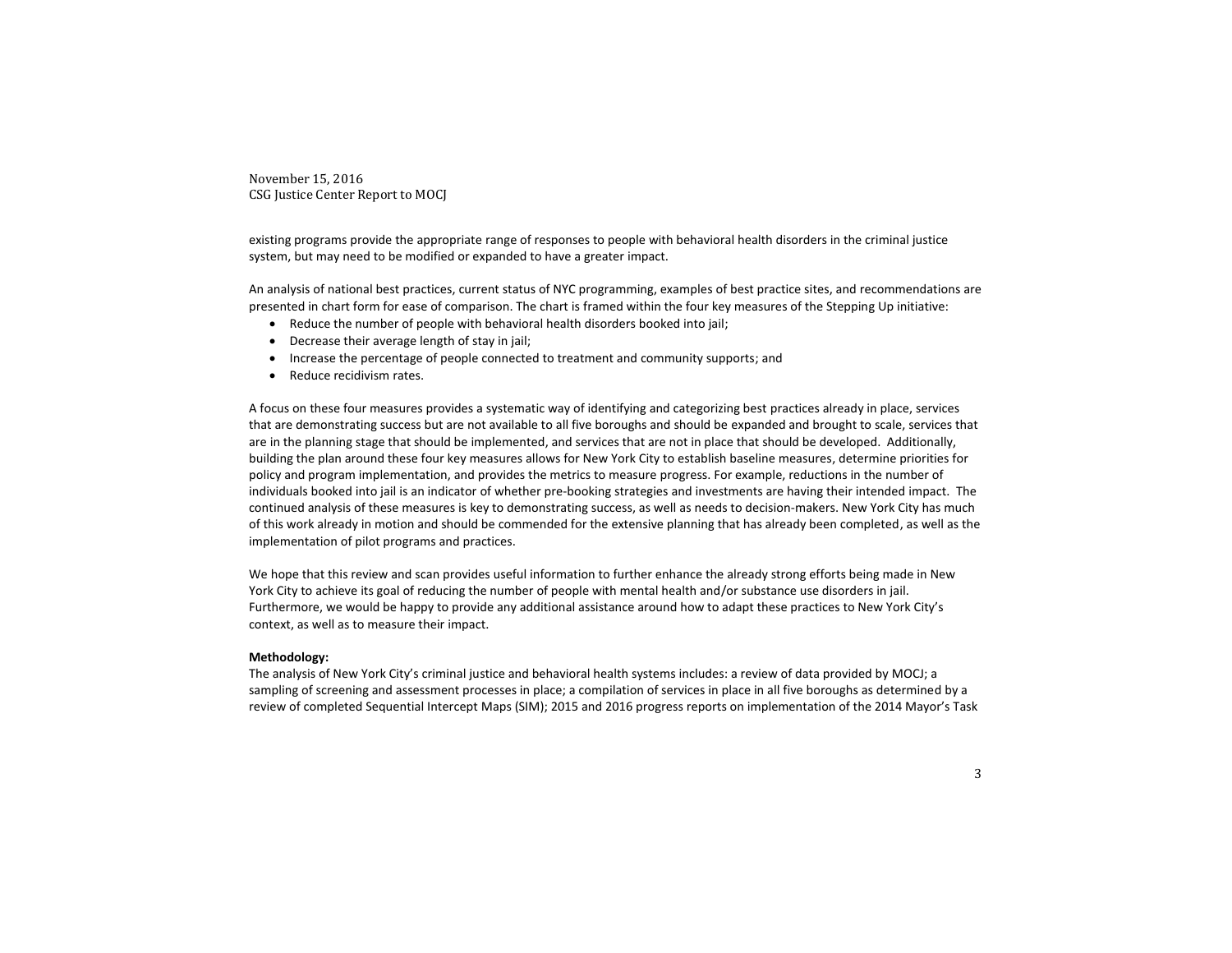existing programs provide the appropriate range of responses to people with behavioral health disorders in the criminal justice system, but may need to be modified or expanded to have a greater impact.

An analysis of national best practices, current status of NYC programming, examples of best practice sites, and recommendations are presented in chart form for ease of comparison. The chart is framed within the four key measures of the Stepping Up initiative:

- Reduce the number of people with behavioral health disorders booked into jail;
- Decrease their average length of stay in jail;
- Increase the percentage of people connected to treatment and community supports; and
- Reduce recidivism rates.

A focus on these four measures provides a systematic way of identifying and categorizing best practices already in place, services that are demonstrating success but are not available to all five boroughs and should be expanded and brought to scale, services that are in the planning stage that should be implemented, and services that are not in place that should be developed. Additionally, building the plan around these four key measures allows for New York City to establish baseline measures, determine priorities for policy and program implementation, and provides the metrics to measure progress. For example, reductions in the number of individuals booked into jail is an indicator of whether pre-booking strategies and investments are having their intended impact. The continued analysis of these measures is key to demonstrating success, as well as needs to decision-makers. New York City has much of this work already in motion and should be commended for the extensive planning that has already been completed, as well as the implementation of pilot programs and practices.

We hope that this review and scan provides useful information to further enhance the already strong efforts being made in New York City to achieve its goal of reducing the number of people with mental health and/or substance use disorders in jail. Furthermore, we would be happy to provide any additional assistance around how to adapt these practices to New York City's context, as well as to measure their impact.

**Methodology:**

The analysis of New York City's criminal justice and behavioral health systems includes: a review of data provided by MOCJ; a sampling of screening and assessment processes in place; a compilation of services in place in all five boroughs as determined by a review of completed Sequential Intercept Maps (SIM); 2015 and 2016 progress reports on implementation of the 2014 Mayor's Task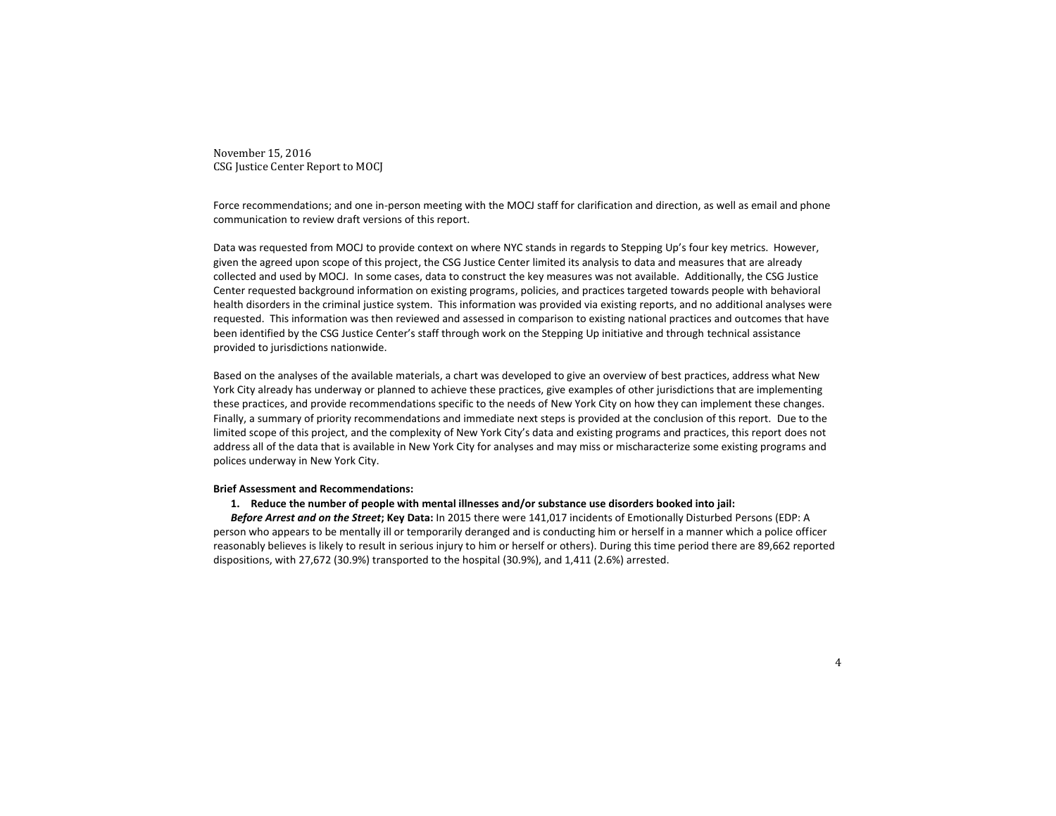Force recommendations; and one in-person meeting with the MOCJ staff for clarification and direction, as well as email and phone communication to review draft versions of this report.

Data was requested from MOCJ to provide context on where NYC stands in regards to Stepping Up's four key metrics. However, given the agreed upon scope of this project, the CSG Justice Center limited its analysis to data and measures that are already collected and used by MOCJ. In some cases, data to construct the key measures was not available. Additionally, the CSG Justice Center requested background information on existing programs, policies, and practices targeted towards people with behavioral health disorders in the criminal justice system. This information was provided via existing reports, and no additional analyses were requested. This information was then reviewed and assessed in comparison to existing national practices and outcomes that have been identified by the CSG Justice Center's staff through work on the Stepping Up initiative and through technical assistance provided to jurisdictions nationwide.

Based on the analyses of the available materials, a chart was developed to give an overview of best practices, address what New York City already has underway or planned to achieve these practices, give examples of other jurisdictions that are implementing these practices, and provide recommendations specific to the needs of New York City on how they can implement these changes. Finally, a summary of priority recommendations and immediate next steps is provided at the conclusion of this report. Due to the limited scope of this project, and the complexity of New York City's data and existing programs and practices, this report does not address all of the data that is available in New York City for analyses and may miss or mischaracterize some existing programs and polices underway in New York City.

**Brief Assessment and Recommendations:**

**1. Reduce the number of people with mental illnesses and/or substance use disorders booked into jail:**

***Before Arrest and on the Street*; Key Data:** In 2015 there were 141,017 incidents of Emotionally Disturbed Persons (EDP: A person who appears to be mentally ill or temporarily deranged and is conducting him or herself in a manner which a police officer reasonably believes is likely to result in serious injury to him or herself or others). During this time period there are 89,662 reported dispositions, with 27,672 (30.9%) transported to the hospital (30.9%), and 1,411 (2.6%) arrested.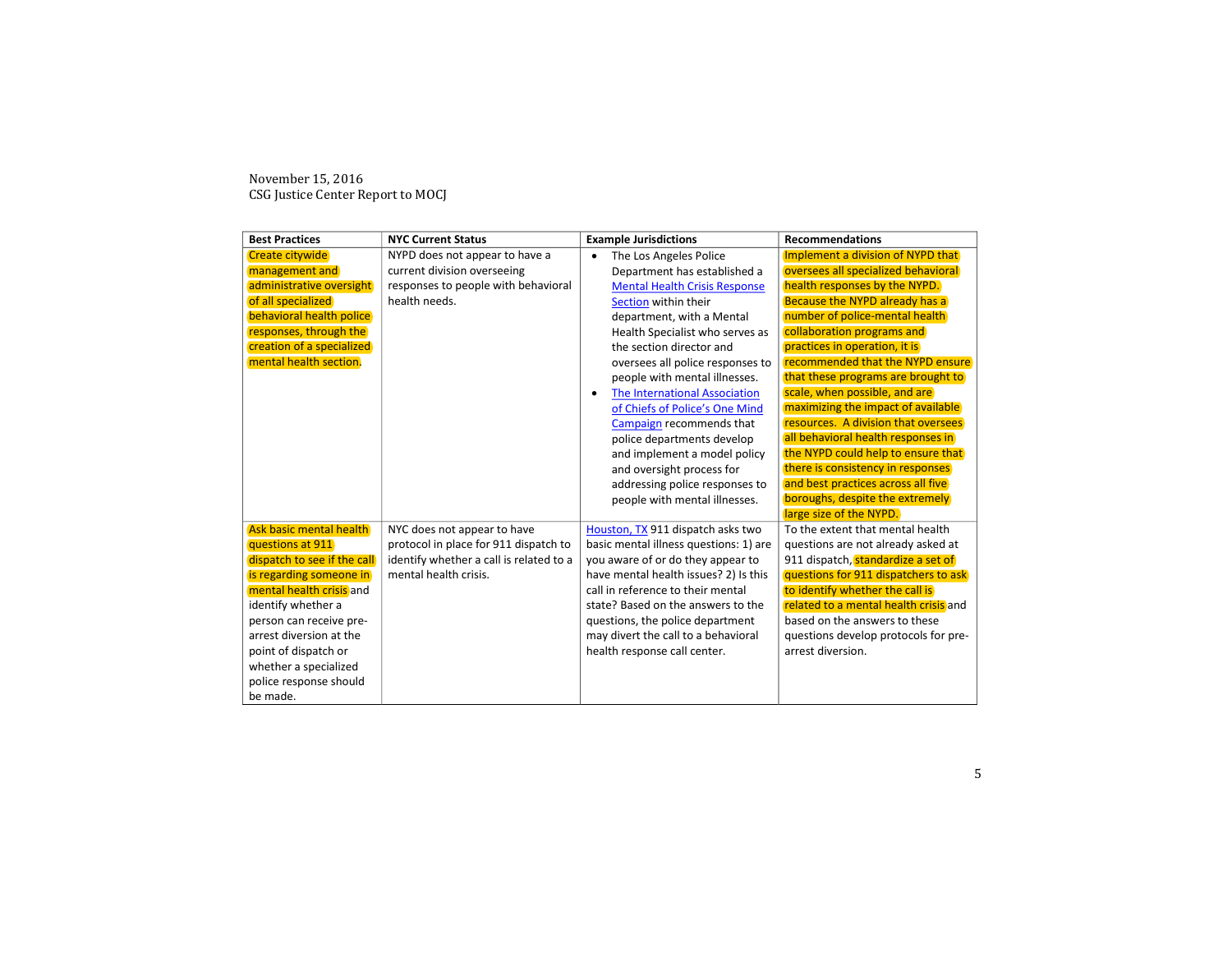November 15, 2016
CSG Justice Center Report to MOCJ

| Best Practices | NYC Current Status | Example Jurisdictions | Recommendations |
|---|---|---|---|
| Create citywide management and administrative oversight of all specialized behavioral health police responses, through the creation of a specialized mental health section. | NYPD does not appear to have a current division overseeing responses to people with behavioral health needs. | • The Los Angeles Police Department has established a Mental Health Crisis Response Section within their department, with a Mental Health Specialist who serves as the section director and oversees all police responses to people with mental illnesses. <br> • The International Association of Chiefs of Police's One Mind Campaign recommends that police departments develop and implement a model policy and oversight process for addressing police responses to people with mental illnesses. | Implement a division of NYPD that oversees all specialized behavioral health responses by the NYPD. Because the NYPD already has a number of police-mental health collaboration programs and practices in operation, it is recommended that the NYPD ensure that these programs are brought to scale, when possible, and are maximizing the impact of available resources. A division that oversees all behavioral health responses in the NYPD could help to ensure that there is consistency in responses and best practices across all five boroughs, despite the extremely large size of the NYPD. |
| Ask basic mental health questions at 911 dispatch to see if the call is regarding someone in mental health crisis and identify whether a person can receive pre-arrest diversion at the point of dispatch or whether a specialized police response should be made. | NYC does not appear to have protocol in place for 911 dispatch to identify whether a call is related to a mental health crisis. | Houston, TX 911 dispatch asks two basic mental illness questions: 1) are you aware of or do they appear to have mental health issues? 2) Is this call in reference to their mental state? Based on the answers to the questions, the police department may divert the call to a behavioral health response call center. | To the extent that mental health questions are not already asked at 911 dispatch, standardize a set of questions for 911 dispatchers to ask to identify whether the call is related to a mental health crisis and based on the answers to these questions develop protocols for pre-arrest diversion. |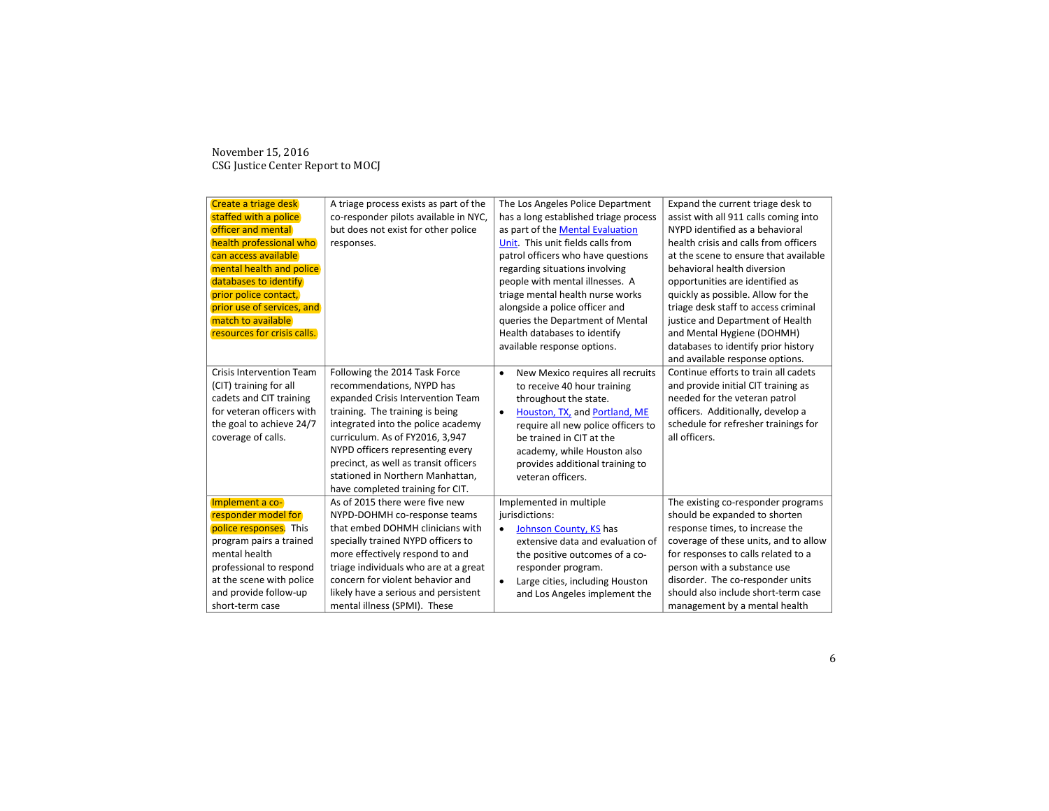| Create a triage desk staffed with a police officer and mental health professional who can access available mental health and police databases to identify prior police contact, prior use of services, and match to available resources for crisis calls. | A triage process exists as part of the co-responder pilots available in NYC, but does not exist for other police responses. | The Los Angeles Police Department has a long established triage process as part of the [Mental Evaluation Unit](). This unit fields calls from patrol officers who have questions regarding situations involving people with mental illnesses. A triage mental health nurse works alongside a police officer and queries the Department of Mental Health databases to identify available response options. | Expand the current triage desk to assist with all 911 calls coming into NYPD identified as a behavioral health crisis and calls from officers at the scene to ensure that available behavioral health diversion opportunities are identified as quickly as possible. Allow for the triage desk staff to access criminal justice and Department of Health and Mental Hygiene (DOHMH) databases to identify prior history and available response options. |
|---|---|---|---|
| Crisis Intervention Team (CIT) training for all cadets and CIT training for veteran officers with the goal to achieve 24/7 coverage of calls. | Following the 2014 Task Force recommendations, NYPD has expanded Crisis Intervention Team training. The training is being integrated into the police academy curriculum. As of FY2016, 3,947 NYPD officers representing every precinct, as well as transit officers stationed in Northern Manhattan, have completed training for CIT. | • New Mexico requires all recruits to receive 40 hour training throughout the state.<br>• [Houston, TX,]() and [Portland, ME]() require all new police officers to be trained in CIT at the academy, while Houston also provides additional training to veteran officers. | Continue efforts to train all cadets and provide initial CIT training as needed for the veteran patrol officers. Additionally, develop a schedule for refresher trainings for all officers. |
| Implement a co-responder model for police responses. This program pairs a trained mental health professional to respond at the scene with police and provide follow-up short-term case | As of 2015 there were five new NYPD-DOHMH co-response teams that embed DOHMH clinicians with specially trained NYPD officers to more effectively respond to and triage individuals who are at a great concern for violent behavior and likely have a serious and persistent mental illness (SPMI). These | Implemented in multiple jurisdictions:<br>• [Johnson County, KS]() has extensive data and evaluation of the positive outcomes of a co-responder program.<br>• Large cities, including Houston and Los Angeles implement the | The existing co-responder programs should be expanded to shorten response times, to increase the coverage of these units, and to allow for responses to calls related to a person with a substance use disorder. The co-responder units should also include short-term case management by a mental health |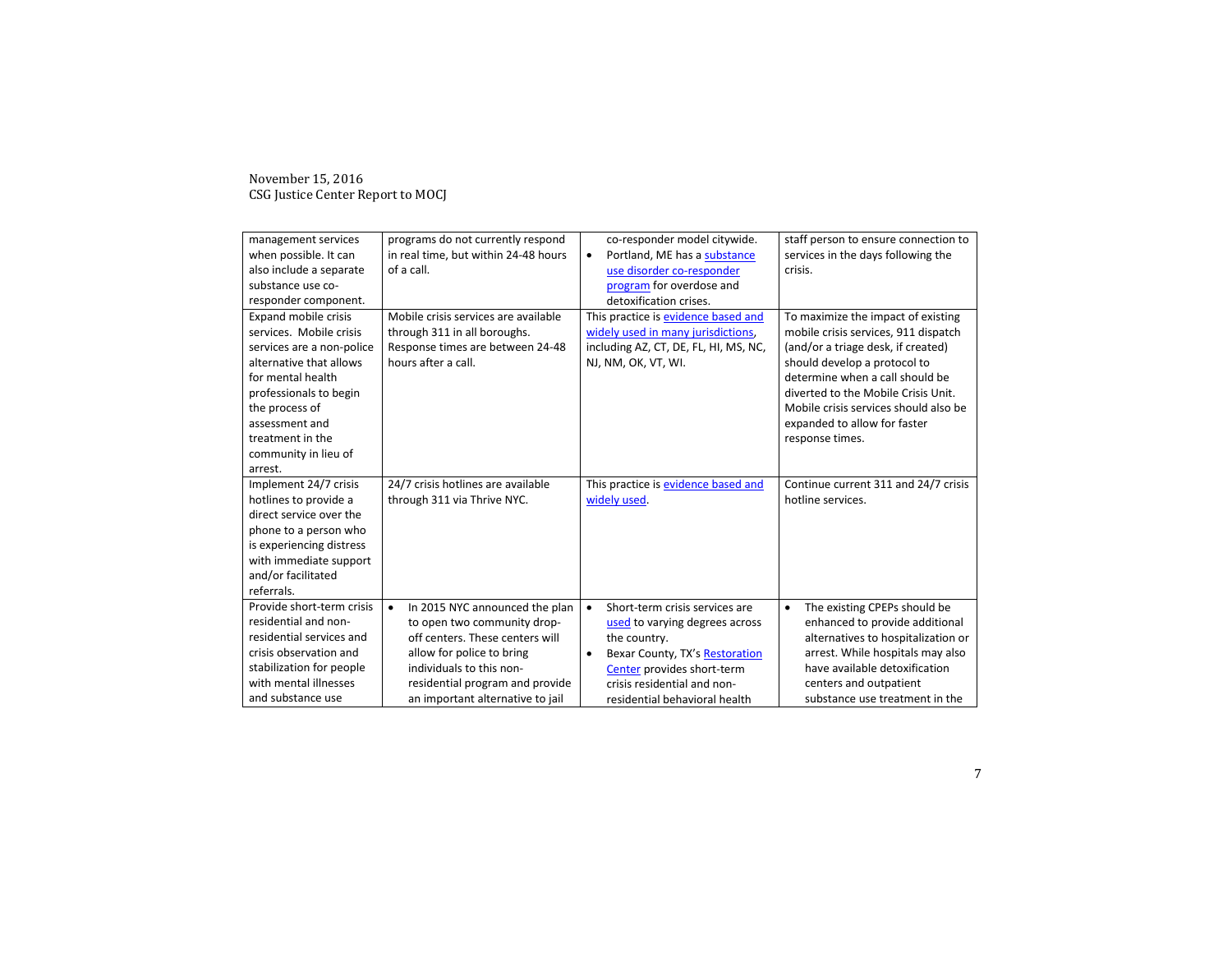| | | | |
|---|---|---|---|
| management services when possible. It can also include a separate substance use co-responder component. | programs do not currently respond in real time, but within 24-48 hours of a call. | co-responder model citywide. <br>• Portland, ME has a substance use disorder co-responder program for overdose and detoxification crises. | staff person to ensure connection to services in the days following the crisis. |
| Expand mobile crisis services. Mobile crisis services are a non-police alternative that allows for mental health professionals to begin the process of assessment and treatment in the community in lieu of arrest. | Mobile crisis services are available through 311 in all boroughs. Response times are between 24-48 hours after a call. | This practice is evidence based and widely used in many jurisdictions, including AZ, CT, DE, FL, HI, MS, NC, NJ, NM, OK, VT, WI. | To maximize the impact of existing mobile crisis services, 911 dispatch (and/or a triage desk, if created) should develop a protocol to determine when a call should be diverted to the Mobile Crisis Unit. Mobile crisis services should also be expanded to allow for faster response times. |
| Implement 24/7 crisis hotlines to provide a direct service over the phone to a person who is experiencing distress with immediate support and/or facilitated referrals. | 24/7 crisis hotlines are available through 311 via Thrive NYC. | This practice is evidence based and widely used. | Continue current 311 and 24/7 crisis hotline services. |
| Provide short-term crisis residential and non-residential services and crisis observation and stabilization for people with mental illnesses and substance use | • In 2015 NYC announced the plan to open two community drop-off centers. These centers will allow for police to bring individuals to this non-residential program and provide an important alternative to jail | • Short-term crisis services are used to varying degrees across the country. <br>• Bexar County, TX's Restoration Center provides short-term crisis residential and non-residential behavioral health | • The existing CPEPs should be enhanced to provide additional alternatives to hospitalization or arrest. While hospitals may also have available detoxification centers and outpatient substance use treatment in the |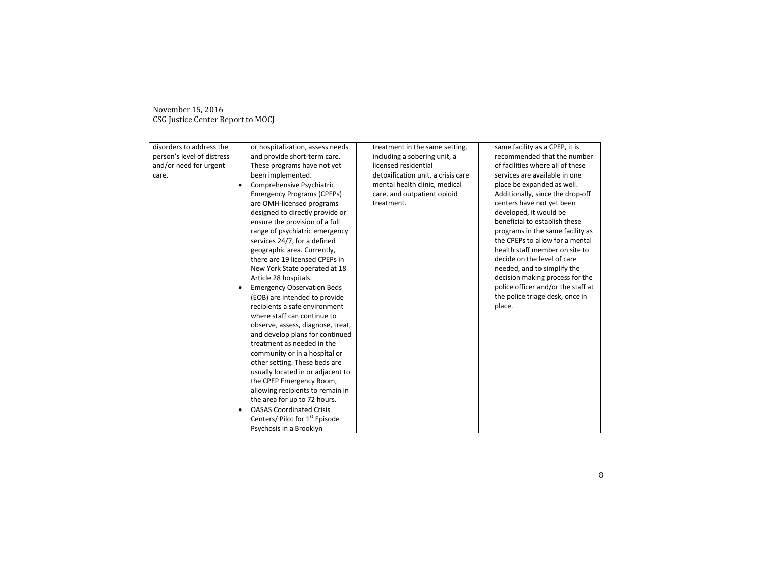| | | | |
|---|---|---|---|
| disorders to address the person's level of distress and/or need for urgent care. | or hospitalization, assess needs and provide short-term care. These programs have not yet been implemented.<br>• Comprehensive Psychiatric Emergency Programs (CPEPs) are OMH-licensed programs designed to directly provide or ensure the provision of a full range of psychiatric emergency services 24/7, for a defined geographic area. Currently, there are 19 licensed CPEPs in New York State operated at 18 Article 28 hospitals.<br>• Emergency Observation Beds (EOB) are intended to provide recipients a safe environment where staff can continue to observe, assess, diagnose, treat, and develop plans for continued treatment as needed in the community or in a hospital or other setting. These beds are usually located in or adjacent to the CPEP Emergency Room, allowing recipients to remain in the area for up to 72 hours.<br>• OASAS Coordinated Crisis Centers/ Pilot for 1st Episode Psychosis in a Brooklyn | treatment in the same setting, including a sobering unit, a licensed residential detoxification unit, a crisis care mental health clinic, medical care, and outpatient opioid treatment. | same facility as a CPEP, it is recommended that the number of facilities where all of these services are available in one place be expanded as well. Additionally, since the drop-off centers have not yet been developed, it would be beneficial to establish these programs in the same facility as the CPEPs to allow for a mental health staff member on site to decide on the level of care needed, and to simplify the decision making process for the police officer and/or the staff at the police triage desk, once in place. |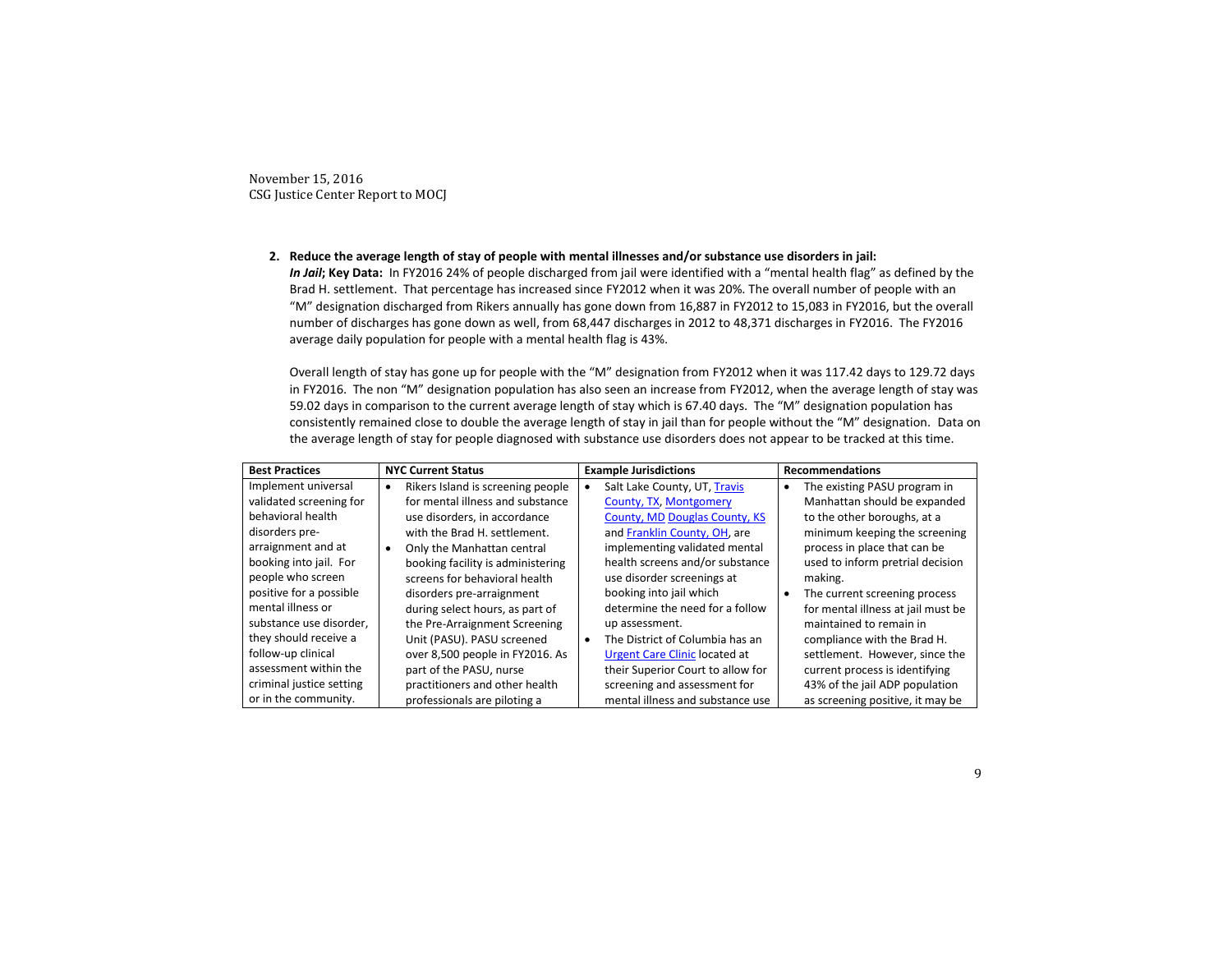November 15, 2016
CSG Justice Center Report to MOCJ

2. **Reduce the average length of stay of people with mental illnesses and/or substance use disorders in jail:**
***In Jail*; Key Data:** In FY2016 24% of people discharged from jail were identified with a "mental health flag" as defined by the Brad H. settlement. That percentage has increased since FY2012 when it was 20%. The overall number of people with an "M" designation discharged from Rikers annually has gone down from 16,887 in FY2012 to 15,083 in FY2016, but the overall number of discharges has gone down as well, from 68,447 discharges in 2012 to 48,371 discharges in FY2016. The FY2016 average daily population for people with a mental health flag is 43%.

Overall length of stay has gone up for people with the "M" designation from FY2012 when it was 117.42 days to 129.72 days in FY2016. The non "M" designation population has also seen an increase from FY2012, when the average length of stay was 59.02 days in comparison to the current average length of stay which is 67.40 days. The "M" designation population has consistently remained close to double the average length of stay in jail than for people without the "M" designation. Data on the average length of stay for people diagnosed with substance use disorders does not appear to be tracked at this time.

| Best Practices | NYC Current Status | Example Jurisdictions | Recommendations |
|---|---|---|---|
| Implement universal validated screening for behavioral health disorders pre-arraignment and at booking into jail. For people who screen positive for a possible mental illness or substance use disorder, they should receive a follow-up clinical assessment within the criminal justice setting or in the community. | • Rikers Island is screening people for mental illness and substance use disorders, in accordance with the Brad H. settlement.<br>• Only the Manhattan central booking facility is administering screens for behavioral health disorders pre-arraignment during select hours, as part of the Pre-Arraignment Screening Unit (PASU). PASU screened over 8,500 people in FY2016. As part of the PASU, nurse practitioners and other health professionals are piloting a | • Salt Lake County, UT, Travis County, TX, Montgomery County, MD Douglas County, KS and Franklin County, OH, are implementing validated mental health screens and/or substance use disorder screenings at booking into jail which determine the need for a follow up assessment.<br>• The District of Columbia has an Urgent Care Clinic located at their Superior Court to allow for screening and assessment for mental illness and substance use | • The existing PASU program in Manhattan should be expanded to the other boroughs, at a minimum keeping the screening process in place that can be used to inform pretrial decision making.<br>• The current screening process for mental illness at jail must be maintained to remain in compliance with the Brad H. settlement. However, since the current process is identifying 43% of the jail ADP population as screening positive, it may be |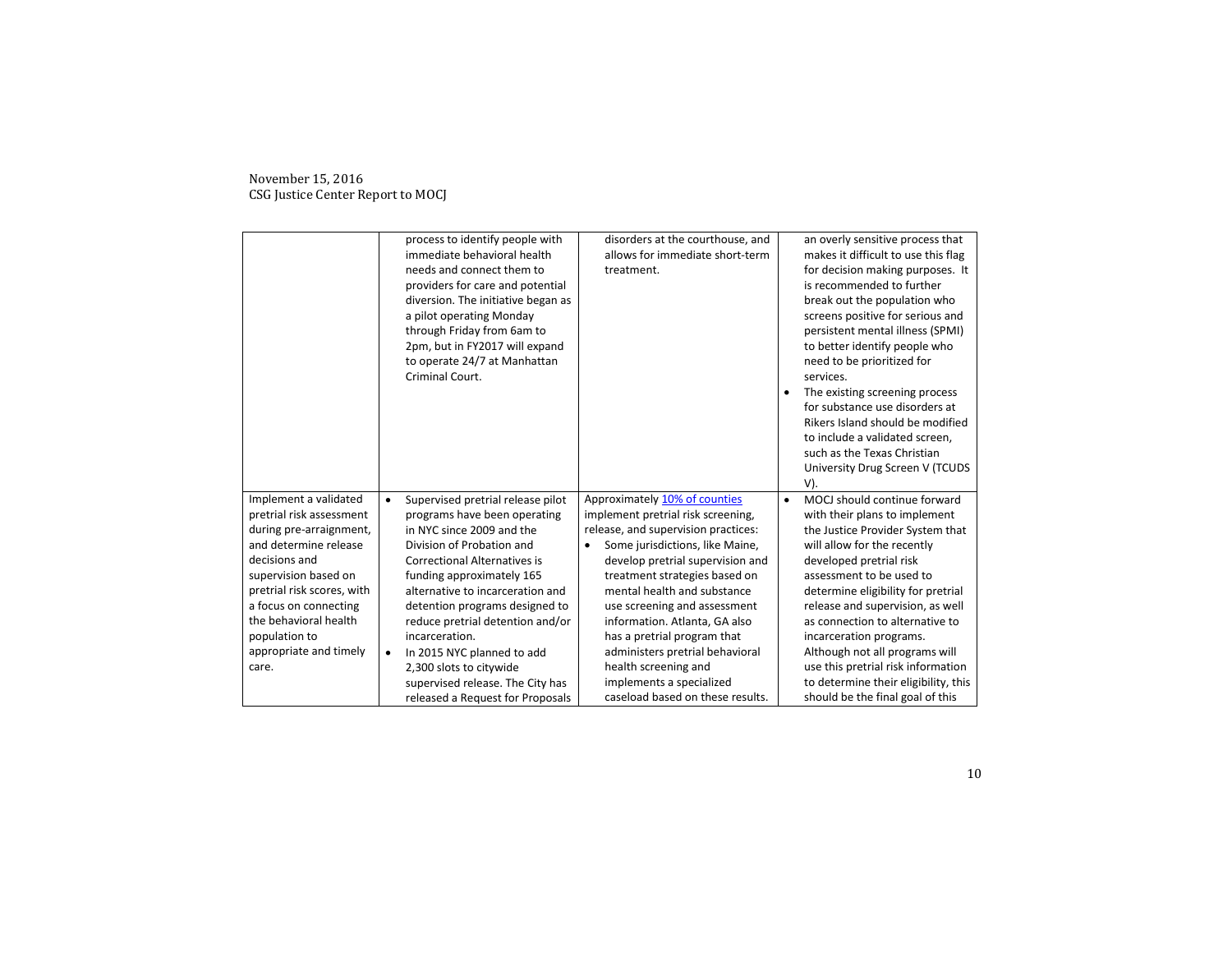| | | | |
|---|---|---|---|
| | process to identify people with immediate behavioral health needs and connect them to providers for care and potential diversion. The initiative began as a pilot operating Monday through Friday from 6am to 2pm, but in FY2017 will expand to operate 24/7 at Manhattan Criminal Court. | disorders at the courthouse, and allows for immediate short-term treatment. | an overly sensitive process that makes it difficult to use this flag for decision making purposes. It is recommended to further break out the population who screens positive for serious and persistent mental illness (SPMI) to better identify people who need to be prioritized for services.<br>• The existing screening process for substance use disorders at Rikers Island should be modified to include a validated screen, such as the Texas Christian University Drug Screen V (TCUDS V). |
| Implement a validated pretrial risk assessment during pre-arraignment, and determine release decisions and supervision based on pretrial risk scores, with a focus on connecting the behavioral health population to appropriate and timely care. | • Supervised pretrial release pilot programs have been operating in NYC since 2009 and the Division of Probation and Correctional Alternatives is funding approximately 165 alternative to incarceration and detention programs designed to reduce pretrial detention and/or incarceration.<br>• In 2015 NYC planned to add 2,300 slots to citywide supervised release. The City has released a Request for Proposals | Approximately [10% of counties]() implement pretrial risk screening, release, and supervision practices:<br>• Some jurisdictions, like Maine, develop pretrial supervision and treatment strategies based on mental health and substance use screening and assessment information. Atlanta, GA also has a pretrial program that administers pretrial behavioral health screening and implements a specialized caseload based on these results. | • MOCJ should continue forward with their plans to implement the Justice Provider System that will allow for the recently developed pretrial risk assessment to be used to determine eligibility for pretrial release and supervision, as well as connection to alternative to incarceration programs. Although not all programs will use this pretrial risk information to determine their eligibility, this should be the final goal of this |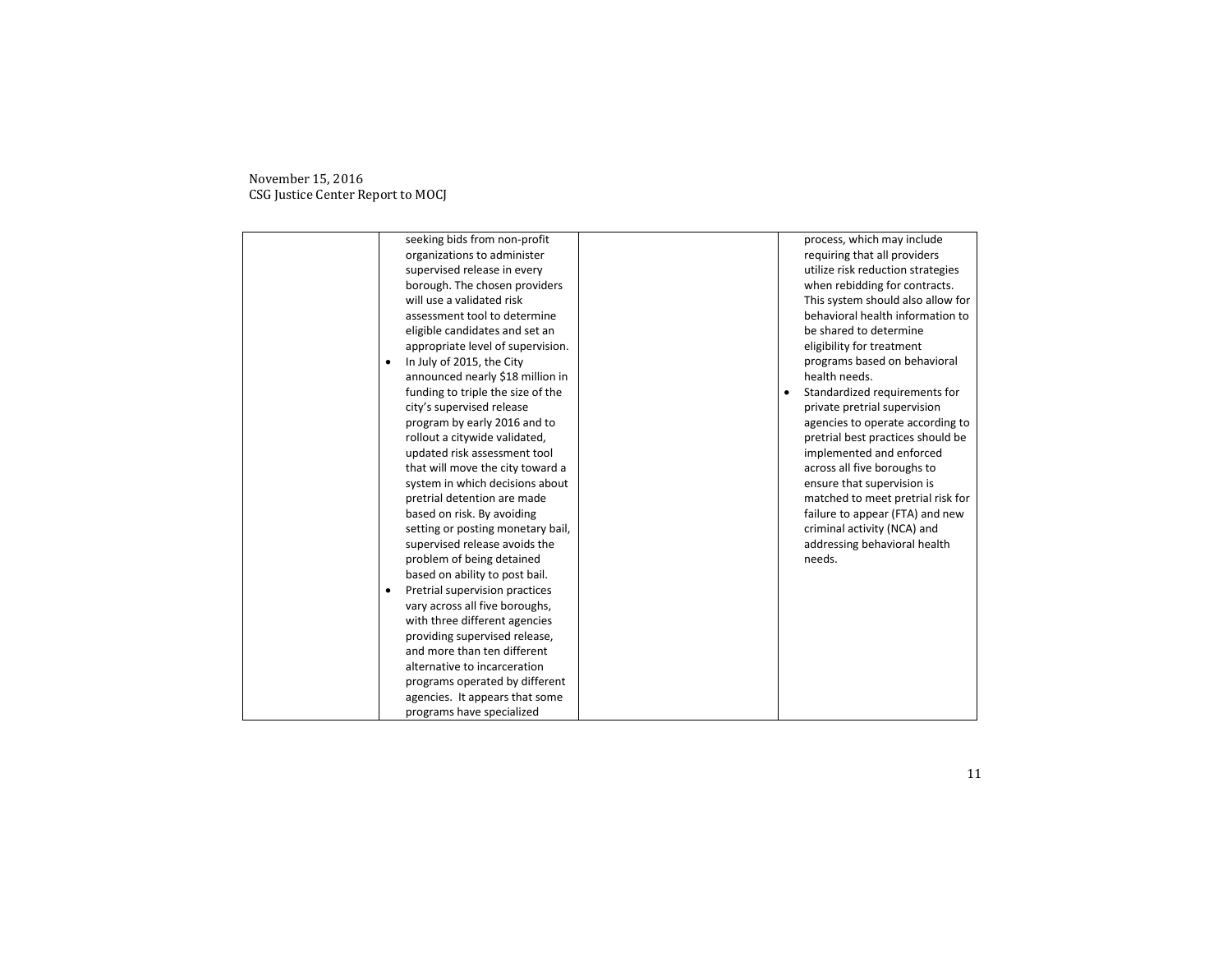| | | | |
|---|---|---|---|
| | seeking bids from non-profit organizations to administer supervised release in every borough. The chosen providers will use a validated risk assessment tool to determine eligible candidates and set an appropriate level of supervision.<br>• In July of 2015, the City announced nearly $18 million in funding to triple the size of the city's supervised release program by early 2016 and to rollout a citywide validated, updated risk assessment tool that will move the city toward a system in which decisions about pretrial detention are made based on risk. By avoiding setting or posting monetary bail, supervised release avoids the problem of being detained based on ability to post bail.<br>• Pretrial supervision practices vary across all five boroughs, with three different agencies providing supervised release, and more than ten different alternative to incarceration programs operated by different agencies. It appears that some programs have specialized | | process, which may include requiring that all providers utilize risk reduction strategies when rebidding for contracts. This system should also allow for behavioral health information to be shared to determine eligibility for treatment programs based on behavioral health needs.<br>• Standardized requirements for private pretrial supervision agencies to operate according to pretrial best practices should be implemented and enforced across all five boroughs to ensure that supervision is matched to meet pretrial risk for failure to appear (FTA) and new criminal activity (NCA) and addressing behavioral health needs. |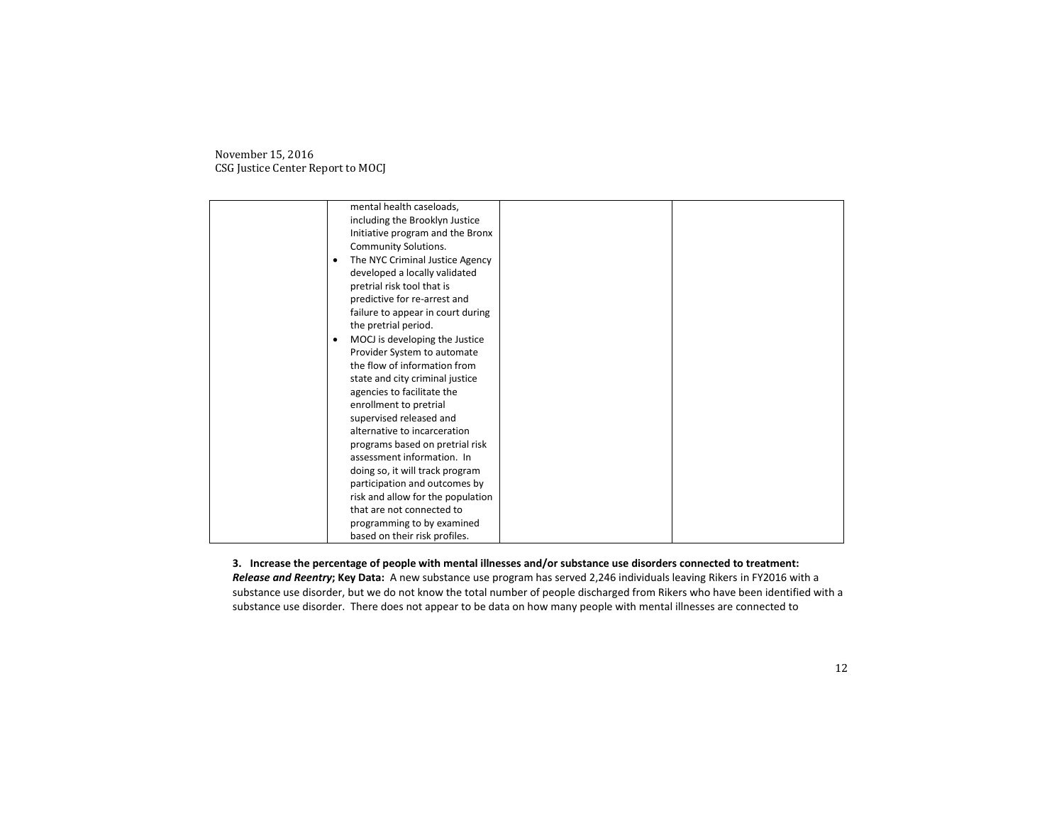| | | | |
|---|---|---|---|
| | mental health caseloads, including the Brooklyn Justice Initiative program and the Bronx Community Solutions.<br>• The NYC Criminal Justice Agency developed a locally validated pretrial risk tool that is predictive for re-arrest and failure to appear in court during the pretrial period.<br>• MOCJ is developing the Justice Provider System to automate the flow of information from state and city criminal justice agencies to facilitate the enrollment to pretrial supervised released and alternative to incarceration programs based on pretrial risk assessment information. In doing so, it will track program participation and outcomes by risk and allow for the population that are not connected to programming to by examined based on their risk profiles. | | |

**3. Increase the percentage of people with mental illnesses and/or substance use disorders connected to treatment:**
***Release and Reentry*; Key Data:** A new substance use program has served 2,246 individuals leaving Rikers in FY2016 with a substance use disorder, but we do not know the total number of people discharged from Rikers who have been identified with a substance use disorder. There does not appear to be data on how many people with mental illnesses are connected to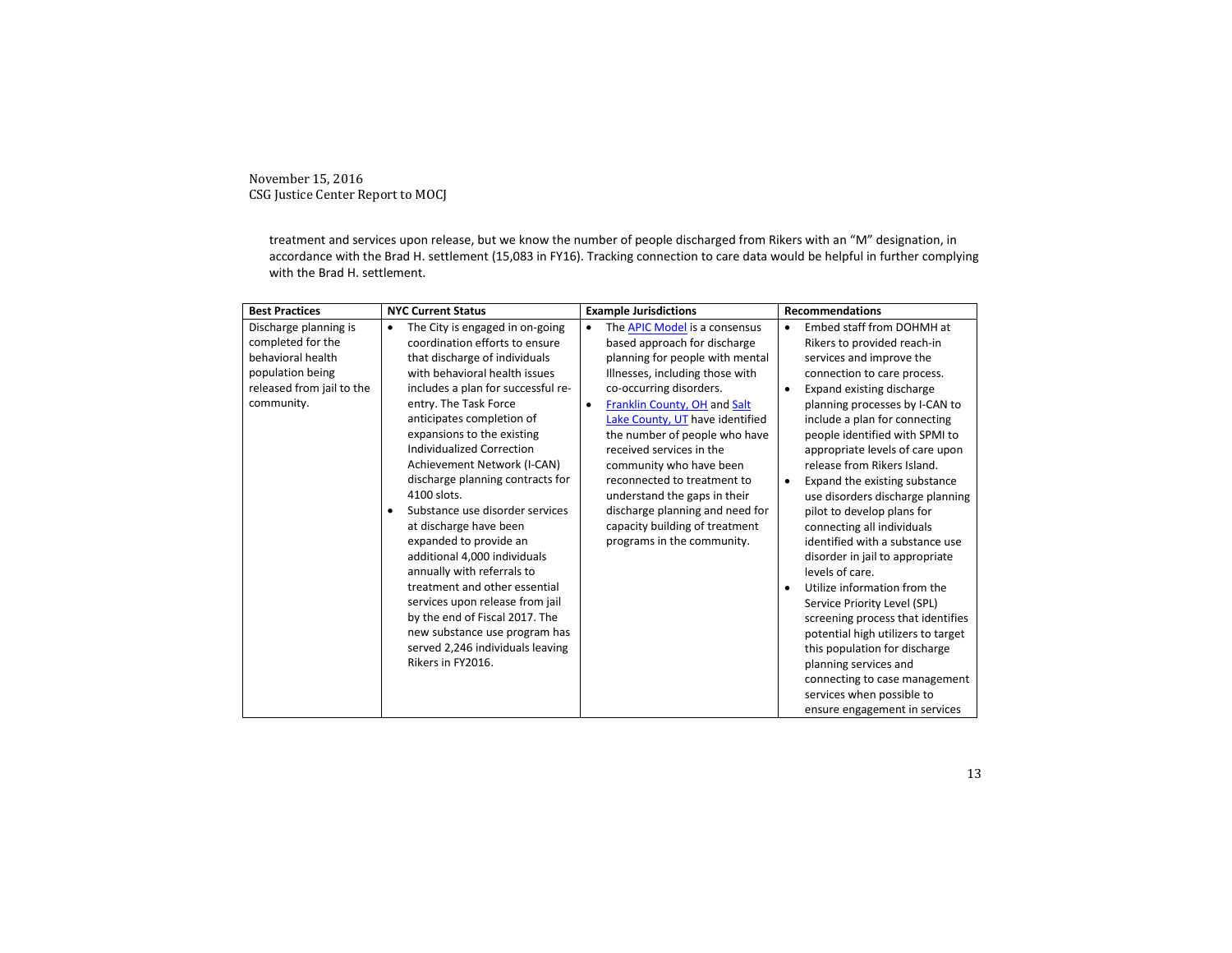treatment and services upon release, but we know the number of people discharged from Rikers with an "M" designation, in accordance with the Brad H. settlement (15,083 in FY16). Tracking connection to care data would be helpful in further complying with the Brad H. settlement.

| Best Practices | NYC Current Status | Example Jurisdictions | Recommendations |
|---|---|---|---|
| Discharge planning is completed for the behavioral health population being released from jail to the community. | • The City is engaged in on-going coordination efforts to ensure that discharge of individuals with behavioral health issues includes a plan for successful re-entry. The Task Force anticipates completion of expansions to the existing Individualized Correction Achievement Network (I-CAN) discharge planning contracts for 4100 slots.<br>• Substance use disorder services at discharge have been expanded to provide an additional 4,000 individuals annually with referrals to treatment and other essential services upon release from jail by the end of Fiscal 2017. The new substance use program has served 2,246 individuals leaving Rikers in FY2016. | • The APIC Model is a consensus based approach for discharge planning for people with mental Illnesses, including those with co-occurring disorders.<br>• Franklin County, OH and Salt Lake County, UT have identified the number of people who have received services in the community who have been reconnected to treatment to understand the gaps in their discharge planning and need for capacity building of treatment programs in the community. | • Embed staff from DOHMH at Rikers to provided reach-in services and improve the connection to care process.<br>• Expand existing discharge planning processes by I-CAN to include a plan for connecting people identified with SPMI to appropriate levels of care upon release from Rikers Island.<br>• Expand the existing substance use disorders discharge planning pilot to develop plans for connecting all individuals identified with a substance use disorder in jail to appropriate levels of care.<br>• Utilize information from the Service Priority Level (SPL) screening process that identifies potential high utilizers to target this population for discharge planning services and connecting to case management services when possible to ensure engagement in services |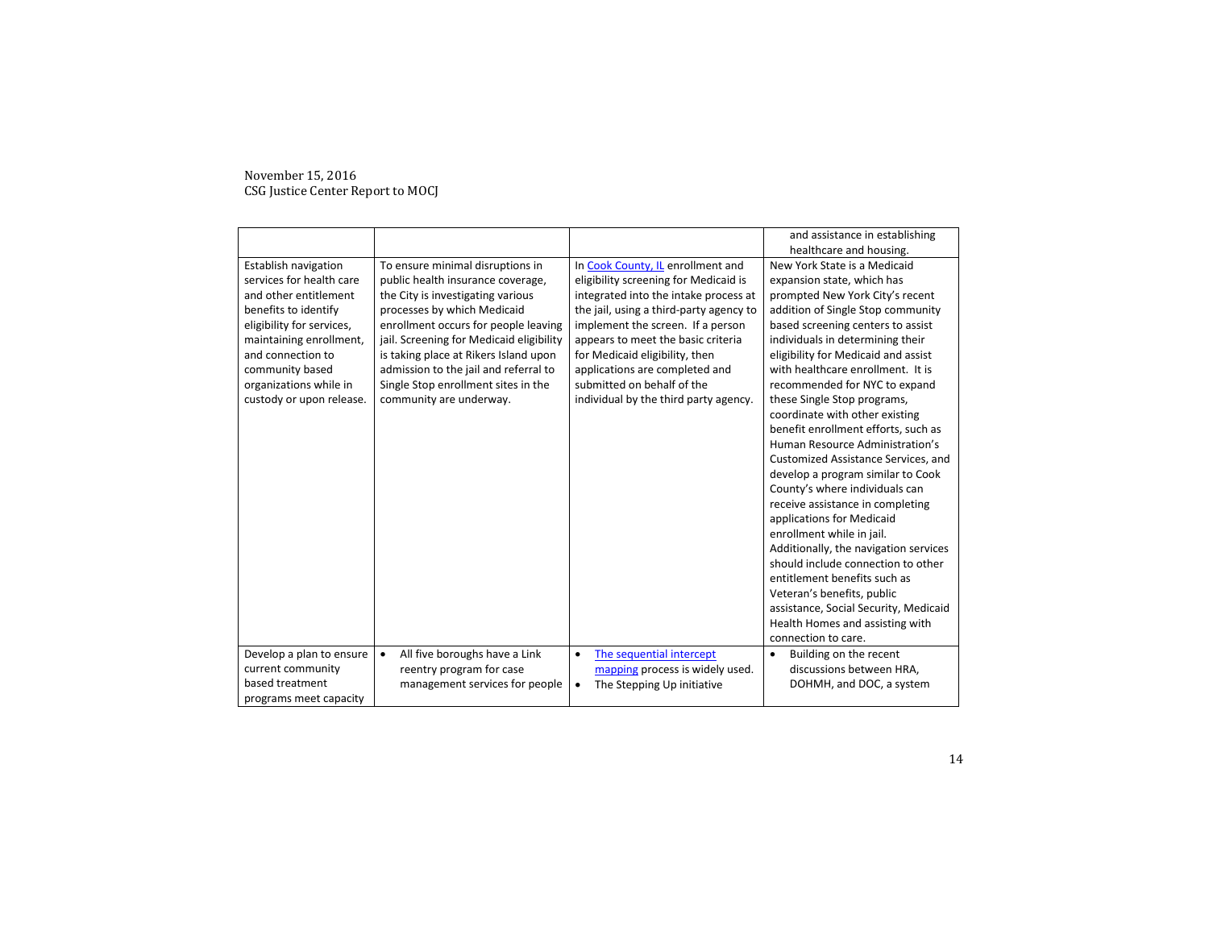| | | | |
|---|---|---|---|
| | | | and assistance in establishing healthcare and housing. |
| Establish navigation services for health care and other entitlement benefits to identify eligibility for services, maintaining enrollment, and connection to community based organizations while in custody or upon release. | To ensure minimal disruptions in public health insurance coverage, the City is investigating various processes by which Medicaid enrollment occurs for people leaving jail. Screening for Medicaid eligibility is taking place at Rikers Island upon admission to the jail and referral to Single Stop enrollment sites in the community are underway. | In Cook County, IL enrollment and eligibility screening for Medicaid is integrated into the intake process at the jail, using a third-party agency to implement the screen. If a person appears to meet the basic criteria for Medicaid eligibility, then applications are completed and submitted on behalf of the individual by the third party agency. | New York State is a Medicaid expansion state, which has prompted New York City's recent addition of Single Stop community based screening centers to assist individuals in determining their eligibility for Medicaid and assist with healthcare enrollment. It is recommended for NYC to expand these Single Stop programs, coordinate with other existing benefit enrollment efforts, such as Human Resource Administration's Customized Assistance Services, and develop a program similar to Cook County's where individuals can receive assistance in completing applications for Medicaid enrollment while in jail. Additionally, the navigation services should include connection to other entitlement benefits such as Veteran's benefits, public assistance, Social Security, Medicaid Health Homes and assisting with connection to care. |
| Develop a plan to ensure current community based treatment programs meet capacity | • All five boroughs have a Link reentry program for case management services for people | • The sequential intercept mapping process is widely used.<br>• The Stepping Up initiative | • Building on the recent discussions between HRA, DOHMH, and DOC, a system |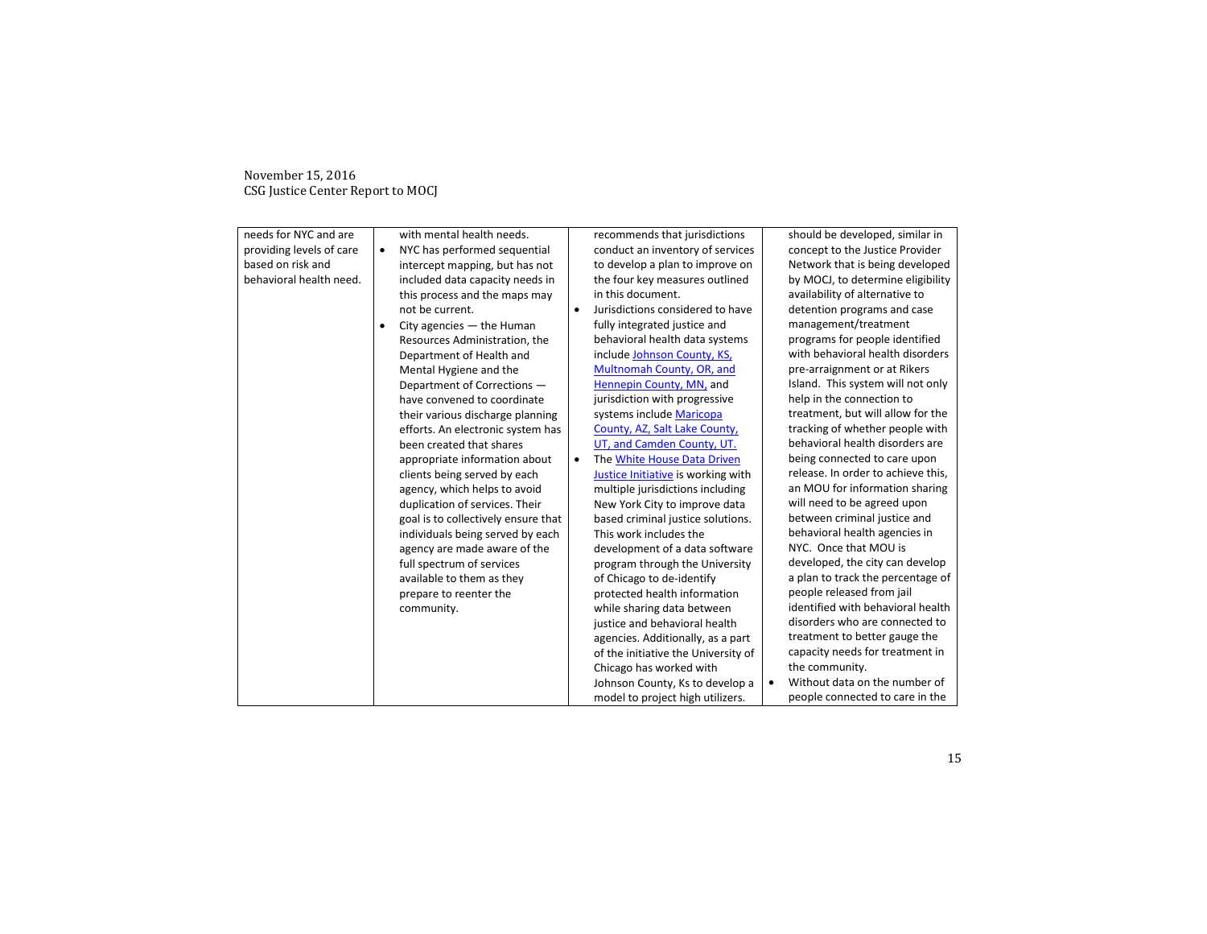| | | | |
|---|---|---|---|
| needs for NYC and are providing levels of care based on risk and behavioral health need. | with mental health needs.<br>• NYC has performed sequential intercept mapping, but has not included data capacity needs in this process and the maps may not be current.<br>• City agencies — the Human Resources Administration, the Department of Health and Mental Hygiene and the Department of Corrections — have convened to coordinate their various discharge planning efforts. An electronic system has been created that shares appropriate information about clients being served by each agency, which helps to avoid duplication of services. Their goal is to collectively ensure that individuals being served by each agency are made aware of the full spectrum of services available to them as they prepare to reenter the community. | recommends that jurisdictions conduct an inventory of services to develop a plan to improve on the four key measures outlined in this document.<br>• Jurisdictions considered to have fully integrated justice and behavioral health data systems include Johnson County, KS, Multnomah County, OR, and Hennepin County, MN, and jurisdiction with progressive systems include Maricopa County, AZ, Salt Lake County, UT, and Camden County, UT.<br>• The White House Data Driven Justice Initiative is working with multiple jurisdictions including New York City to improve data based criminal justice solutions. This work includes the development of a data software program through the University of Chicago to de-identify protected health information while sharing data between justice and behavioral health agencies. Additionally, as a part of the initiative the University of Chicago has worked with Johnson County, Ks to develop a model to project high utilizers. | should be developed, similar in concept to the Justice Provider Network that is being developed by MOCJ, to determine eligibility availability of alternative to detention programs and case management/treatment programs for people identified with behavioral health disorders pre-arraignment or at Rikers Island. This system will not only help in the connection to treatment, but will allow for the tracking of whether people with behavioral health disorders are being connected to care upon release. In order to achieve this, an MOU for information sharing will need to be agreed upon between criminal justice and behavioral health agencies in NYC. Once that MOU is developed, the city can develop a plan to track the percentage of people released from jail identified with behavioral health disorders who are connected to treatment to better gauge the capacity needs for treatment in the community.<br>• Without data on the number of people connected to care in the |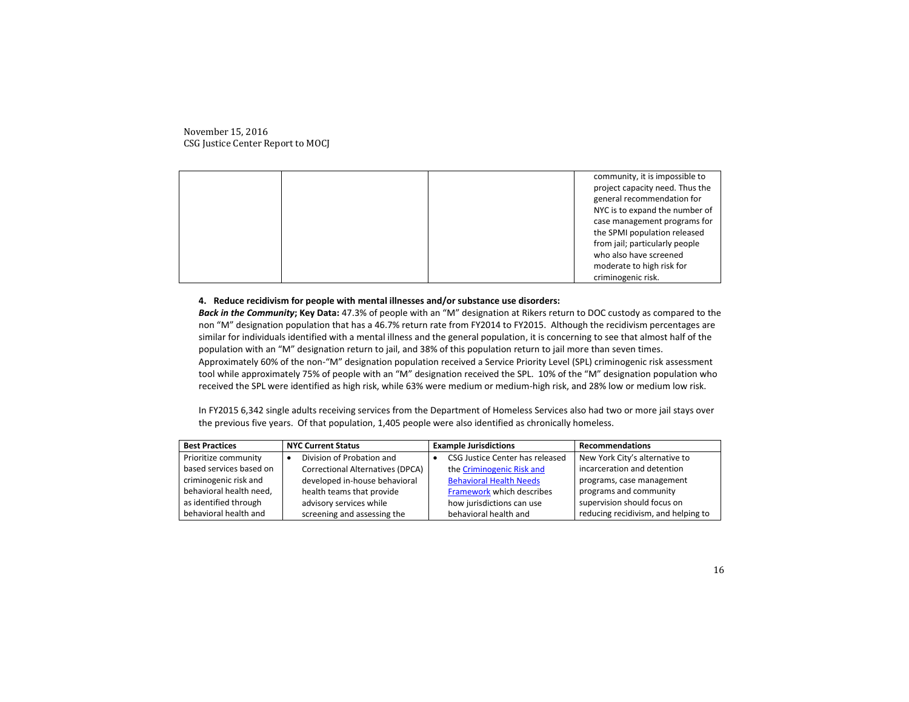| | | | community, it is impossible to project capacity need. Thus the general recommendation for NYC is to expand the number of case management programs for the SPMI population released from jail; particularly people who also have screened moderate to high risk for criminogenic risk. |
|---|---|---|---|

**4. Reduce recidivism for people with mental illnesses and/or substance use disorders:**

***Back in the Community*; Key Data:** 47.3% of people with an "M" designation at Rikers return to DOC custody as compared to the non "M" designation population that has a 46.7% return rate from FY2014 to FY2015. Although the recidivism percentages are similar for individuals identified with a mental illness and the general population, it is concerning to see that almost half of the population with an "M" designation return to jail, and 38% of this population return to jail more than seven times. Approximately 60% of the non-"M" designation population received a Service Priority Level (SPL) criminogenic risk assessment tool while approximately 75% of people with an "M" designation received the SPL. 10% of the "M" designation population who received the SPL were identified as high risk, while 63% were medium or medium-high risk, and 28% low or medium low risk.

In FY2015 6,342 single adults receiving services from the Department of Homeless Services also had two or more jail stays over the previous five years. Of that population, 1,405 people were also identified as chronically homeless.

| Best Practices | NYC Current Status | Example Jurisdictions | Recommendations |
|---|---|---|---|
| Prioritize community based services based on criminogenic risk and behavioral health need, as identified through behavioral health and | • Division of Probation and Correctional Alternatives (DPCA) developed in-house behavioral health teams that provide advisory services while screening and assessing the | • CSG Justice Center has released the Criminogenic Risk and Behavioral Health Needs Framework which describes how jurisdictions can use behavioral health and | New York City's alternative to incarceration and detention programs, case management programs and community supervision should focus on reducing recidivism, and helping to |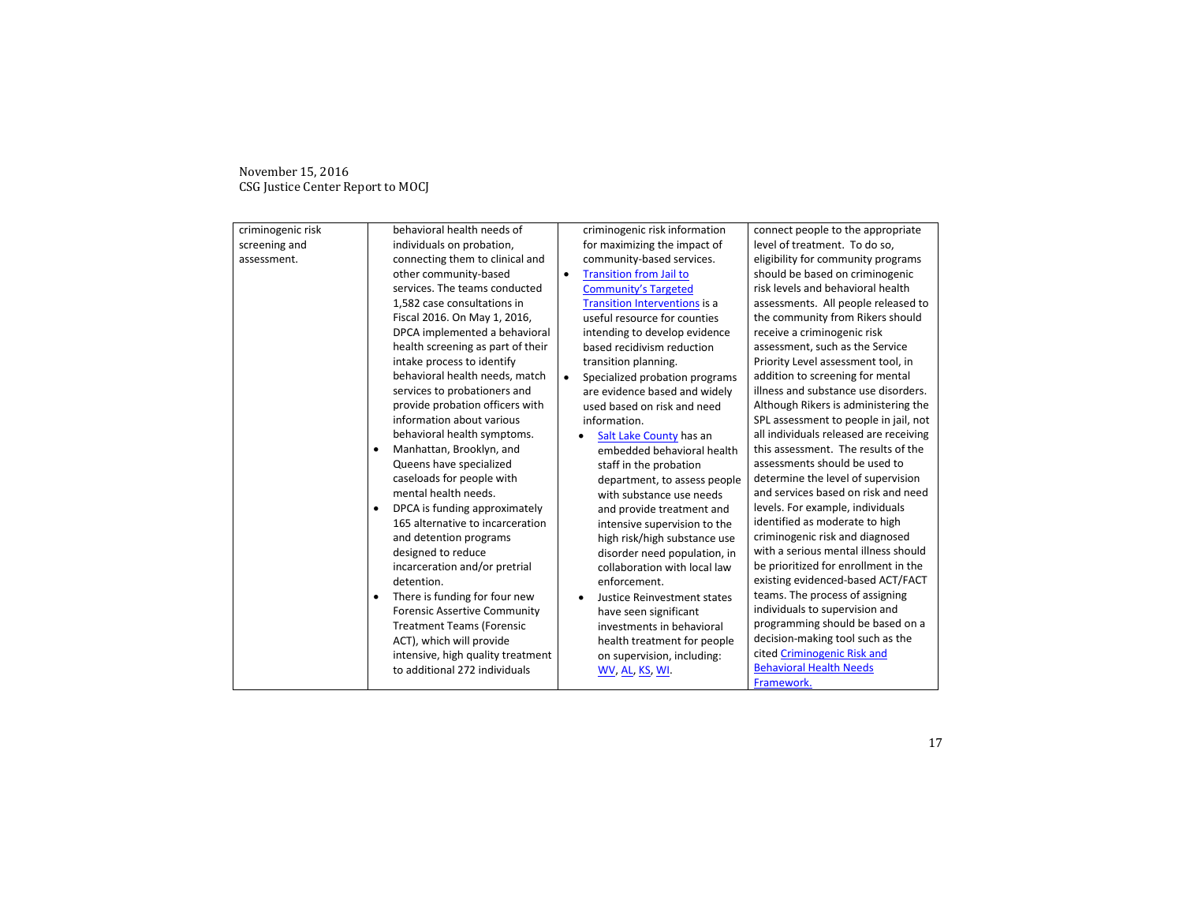| | | | |
|---|---|---|---|
| criminogenic risk screening and assessment. | behavioral health needs of individuals on probation, connecting them to clinical and other community-based services. The teams conducted 1,582 case consultations in Fiscal 2016. On May 1, 2016, DPCA implemented a behavioral health screening as part of their intake process to identify behavioral health needs, match services to probationers and provide probation officers with information about various behavioral health symptoms.<br>• Manhattan, Brooklyn, and Queens have specialized caseloads for people with mental health needs.<br>• DPCA is funding approximately 165 alternative to incarceration and detention programs designed to reduce incarceration and/or pretrial detention.<br>• There is funding for four new Forensic Assertive Community Treatment Teams (Forensic ACT), which will provide intensive, high quality treatment to additional 272 individuals | criminogenic risk information for maximizing the impact of community-based services.<br>• Transition from Jail to Community's Targeted Transition Interventions is a useful resource for counties intending to develop evidence based recidivism reduction transition planning.<br>• Specialized probation programs are evidence based and widely used based on risk and need information.<br>  ◦ Salt Lake County has an embedded behavioral health staff in the probation department, to assess people with substance use needs and provide treatment and intensive supervision to the high risk/high substance use disorder need population, in collaboration with local law enforcement.<br>  ◦ Justice Reinvestment states have seen significant investments in behavioral health treatment for people on supervision, including: WV, AL, KS, WI. | connect people to the appropriate level of treatment. To do so, eligibility for community programs should be based on criminogenic risk levels and behavioral health assessments. All people released to the community from Rikers should receive a criminogenic risk assessment, such as the Service Priority Level assessment tool, in addition to screening for mental illness and substance use disorders. Although Rikers is administering the SPL assessment to people in jail, not all individuals released are receiving this assessment. The results of the assessments should be used to determine the level of supervision and services based on risk and need levels. For example, individuals identified as moderate to high criminogenic risk and diagnosed with a serious mental illness should be prioritized for enrollment in the existing evidenced-based ACT/FACT teams. The process of assigning individuals to supervision and programming should be based on a decision-making tool such as the cited Criminogenic Risk and Behavioral Health Needs Framework. |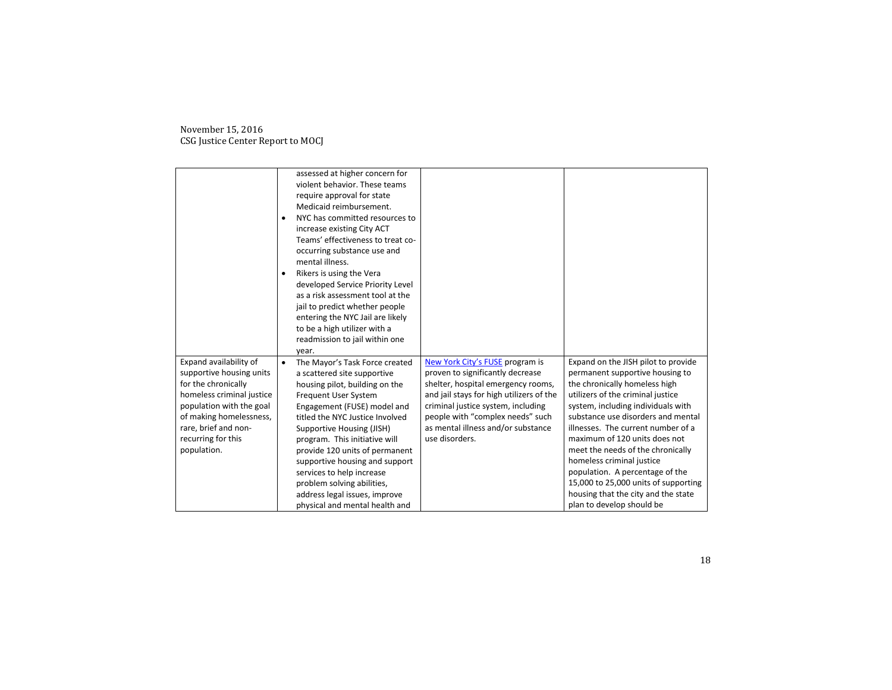| | | | |
|---|---|---|---|
| | assessed at higher concern for violent behavior. These teams require approval for state Medicaid reimbursement.<br>• NYC has committed resources to increase existing City ACT Teams' effectiveness to treat co-occurring substance use and mental illness.<br>• Rikers is using the Vera developed Service Priority Level as a risk assessment tool at the jail to predict whether people entering the NYC Jail are likely to be a high utilizer with a readmission to jail within one year. | | |
| Expand availability of supportive housing units for the chronically homeless criminal justice population with the goal of making homelessness, rare, brief and non-recurring for this population. | • The Mayor's Task Force created a scattered site supportive housing pilot, building on the Frequent User System Engagement (FUSE) model and titled the NYC Justice Involved Supportive Housing (JISH) program. This initiative will provide 120 units of permanent supportive housing and support services to help increase problem solving abilities, address legal issues, improve physical and mental health and | New York City's FUSE program is proven to significantly decrease shelter, hospital emergency rooms, and jail stays for high utilizers of the criminal justice system, including people with "complex needs" such as mental illness and/or substance use disorders. | Expand on the JISH pilot to provide permanent supportive housing to the chronically homeless high utilizers of the criminal justice system, including individuals with substance use disorders and mental illnesses. The current number of a maximum of 120 units does not meet the needs of the chronically homeless criminal justice population. A percentage of the 15,000 to 25,000 units of supporting housing that the city and the state plan to develop should be |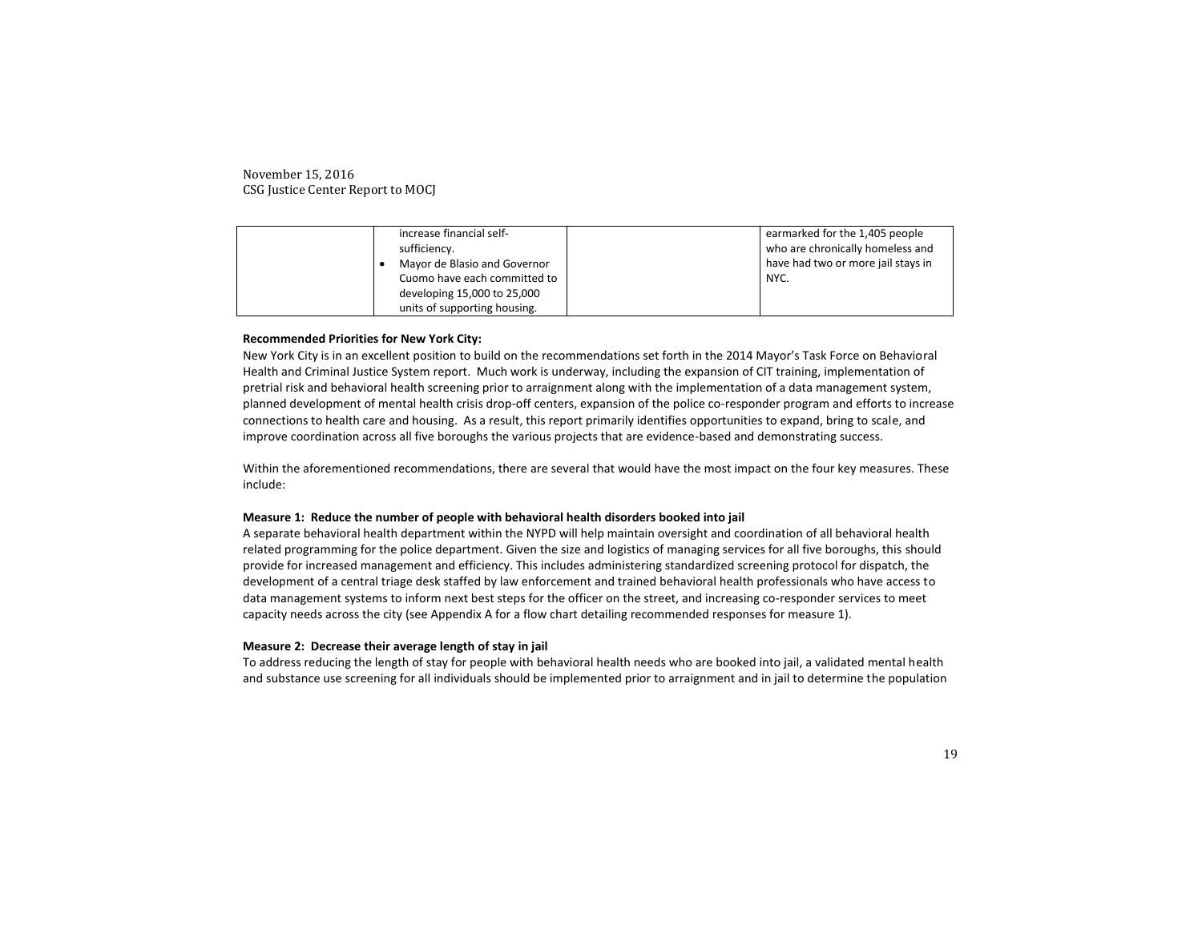| | • increase financial self-sufficiency.<br>• Mayor de Blasio and Governor Cuomo have each committed to developing 15,000 to 25,000 units of supporting housing. | | earmarked for the 1,405 people who are chronically homeless and have had two or more jail stays in NYC. |
|---|---|---|---|

**Recommended Priorities for New York City:**

New York City is in an excellent position to build on the recommendations set forth in the 2014 Mayor's Task Force on Behavioral Health and Criminal Justice System report. Much work is underway, including the expansion of CIT training, implementation of pretrial risk and behavioral health screening prior to arraignment along with the implementation of a data management system, planned development of mental health crisis drop-off centers, expansion of the police co-responder program and efforts to increase connections to health care and housing. As a result, this report primarily identifies opportunities to expand, bring to scale, and improve coordination across all five boroughs the various projects that are evidence-based and demonstrating success.

Within the aforementioned recommendations, there are several that would have the most impact on the four key measures. These include:

**Measure 1: Reduce the number of people with behavioral health disorders booked into jail**

A separate behavioral health department within the NYPD will help maintain oversight and coordination of all behavioral health related programming for the police department. Given the size and logistics of managing services for all five boroughs, this should provide for increased management and efficiency. This includes administering standardized screening protocol for dispatch, the development of a central triage desk staffed by law enforcement and trained behavioral health professionals who have access to data management systems to inform next best steps for the officer on the street, and increasing co-responder services to meet capacity needs across the city (see Appendix A for a flow chart detailing recommended responses for measure 1).

**Measure 2: Decrease their average length of stay in jail**

To address reducing the length of stay for people with behavioral health needs who are booked into jail, a validated mental health and substance use screening for all individuals should be implemented prior to arraignment and in jail to determine the population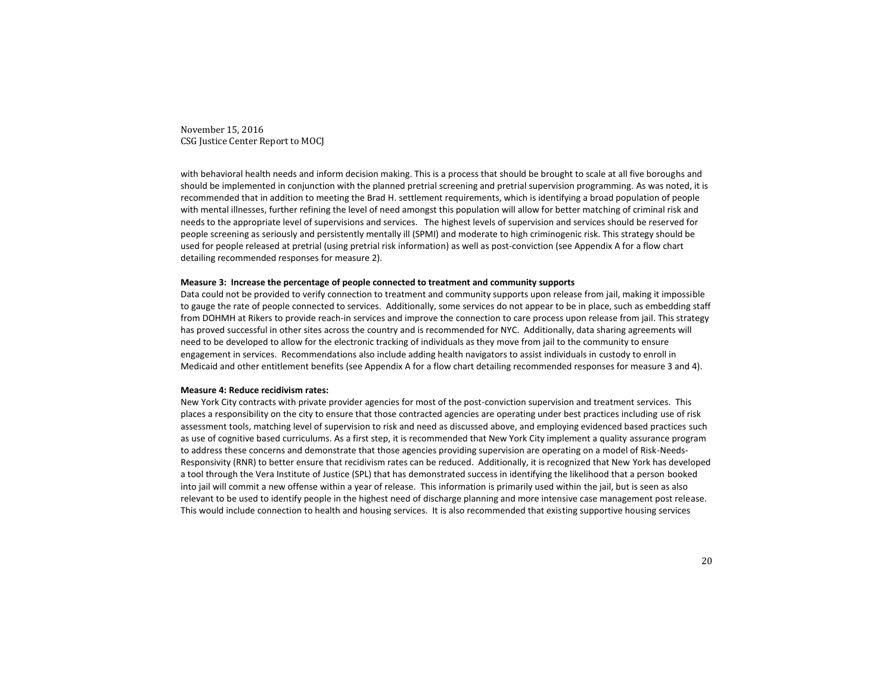with behavioral health needs and inform decision making. This is a process that should be brought to scale at all five boroughs and should be implemented in conjunction with the planned pretrial screening and pretrial supervision programming. As was noted, it is recommended that in addition to meeting the Brad H. settlement requirements, which is identifying a broad population of people with mental illnesses, further refining the level of need amongst this population will allow for better matching of criminal risk and needs to the appropriate level of supervisions and services. The highest levels of supervision and services should be reserved for people screening as seriously and persistently mentally ill (SPMI) and moderate to high criminogenic risk. This strategy should be used for people released at pretrial (using pretrial risk information) as well as post-conviction (see Appendix A for a flow chart detailing recommended responses for measure 2).

**Measure 3: Increase the percentage of people connected to treatment and community supports**

Data could not be provided to verify connection to treatment and community supports upon release from jail, making it impossible to gauge the rate of people connected to services. Additionally, some services do not appear to be in place, such as embedding staff from DOHMH at Rikers to provide reach-in services and improve the connection to care process upon release from jail. This strategy has proved successful in other sites across the country and is recommended for NYC. Additionally, data sharing agreements will need to be developed to allow for the electronic tracking of individuals as they move from jail to the community to ensure engagement in services. Recommendations also include adding health navigators to assist individuals in custody to enroll in Medicaid and other entitlement benefits (see Appendix A for a flow chart detailing recommended responses for measure 3 and 4).

**Measure 4: Reduce recidivism rates:**

New York City contracts with private provider agencies for most of the post-conviction supervision and treatment services. This places a responsibility on the city to ensure that those contracted agencies are operating under best practices including use of risk assessment tools, matching level of supervision to risk and need as discussed above, and employing evidenced based practices such as use of cognitive based curriculums. As a first step, it is recommended that New York City implement a quality assurance program to address these concerns and demonstrate that those agencies providing supervision are operating on a model of Risk-Needs-Responsivity (RNR) to better ensure that recidivism rates can be reduced. Additionally, it is recognized that New York has developed a tool through the Vera Institute of Justice (SPL) that has demonstrated success in identifying the likelihood that a person booked into jail will commit a new offense within a year of release. This information is primarily used within the jail, but is seen as also relevant to be used to identify people in the highest need of discharge planning and more intensive case management post release. This would include connection to health and housing services. It is also recommended that existing supportive housing services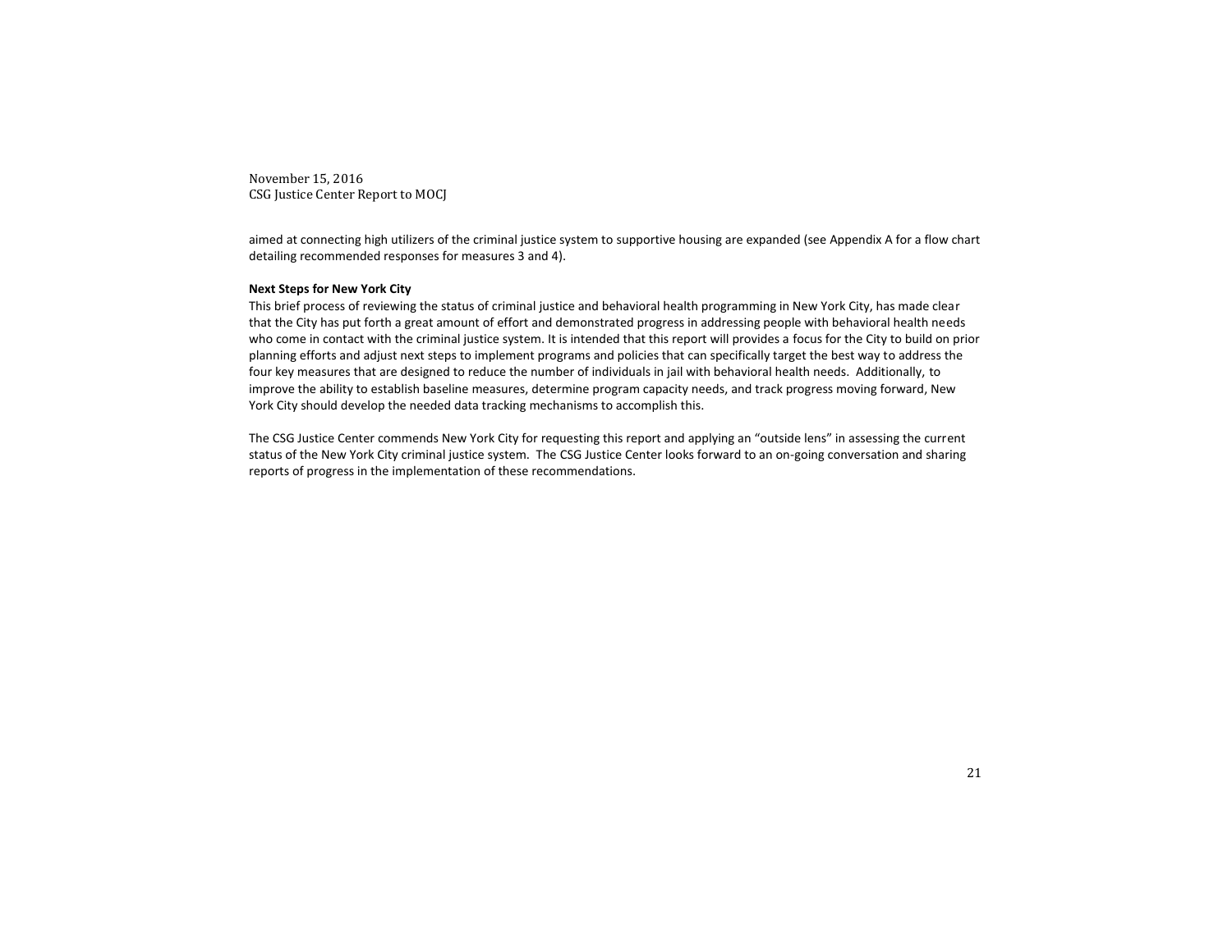aimed at connecting high utilizers of the criminal justice system to supportive housing are expanded (see Appendix A for a flow chart detailing recommended responses for measures 3 and 4).

**Next Steps for New York City**

This brief process of reviewing the status of criminal justice and behavioral health programming in New York City, has made clear that the City has put forth a great amount of effort and demonstrated progress in addressing people with behavioral health needs who come in contact with the criminal justice system. It is intended that this report will provides a focus for the City to build on prior planning efforts and adjust next steps to implement programs and policies that can specifically target the best way to address the four key measures that are designed to reduce the number of individuals in jail with behavioral health needs. Additionally, to improve the ability to establish baseline measures, determine program capacity needs, and track progress moving forward, New York City should develop the needed data tracking mechanisms to accomplish this.

The CSG Justice Center commends New York City for requesting this report and applying an "outside lens" in assessing the current status of the New York City criminal justice system. The CSG Justice Center looks forward to an on-going conversation and sharing reports of progress in the implementation of these recommendations.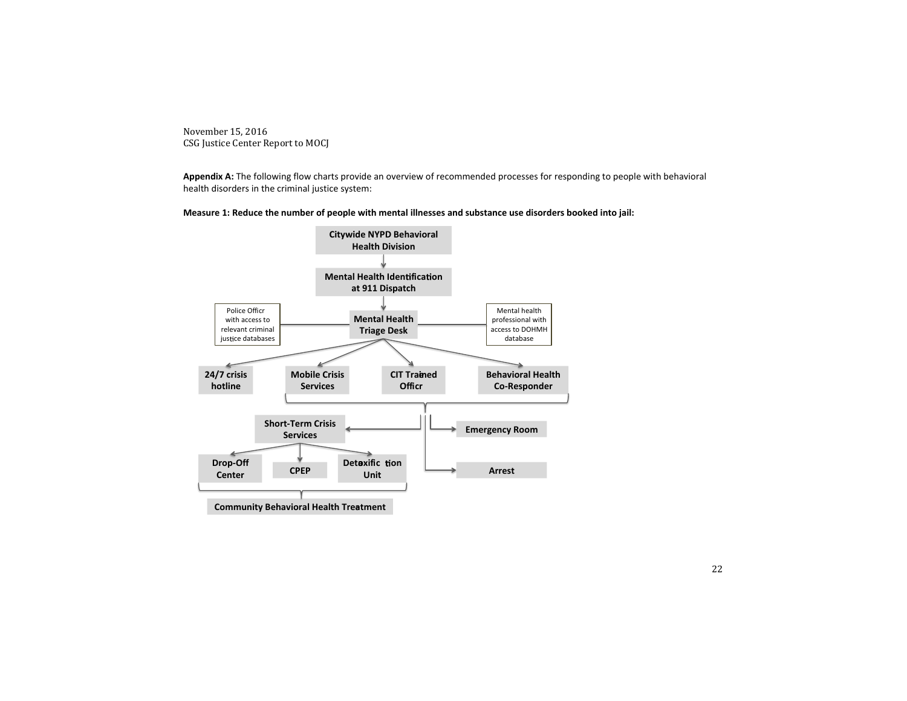November 15, 2016
CSG Justice Center Report to MOCJ

**Appendix A:** The following flow charts provide an overview of recommended processes for responding to people with behavioral health disorders in the criminal justice system:

**Measure 1: Reduce the number of people with mental illnesses and substance use disorders booked into jail:**

**Citywide NYPD Behavioral Health Division**

↓

**Mental Health Identification at 911 Dispatch**

↓

**Mental Health Triage Desk**
- Police Officr with access to relevant criminal justice databases
- Mental health professional with access to DOHMH database

↓

- **24/7 crisis hotline**
- **Mobile Crisis Services**
- **CIT Trained Officr**
- **Behavioral Health Co-Responder**

↓ (Mobile Crisis Services, CIT Trained Officr, Behavioral Health Co-Responder)

- **Short-Term Crisis Services**
  - **Drop-Off Center**
  - **CPEP**
  - **Detoxification Unit**
  
  ↓
  
  **Community Behavioral Health Treatment**
- **Emergency Room**
- **Arrest**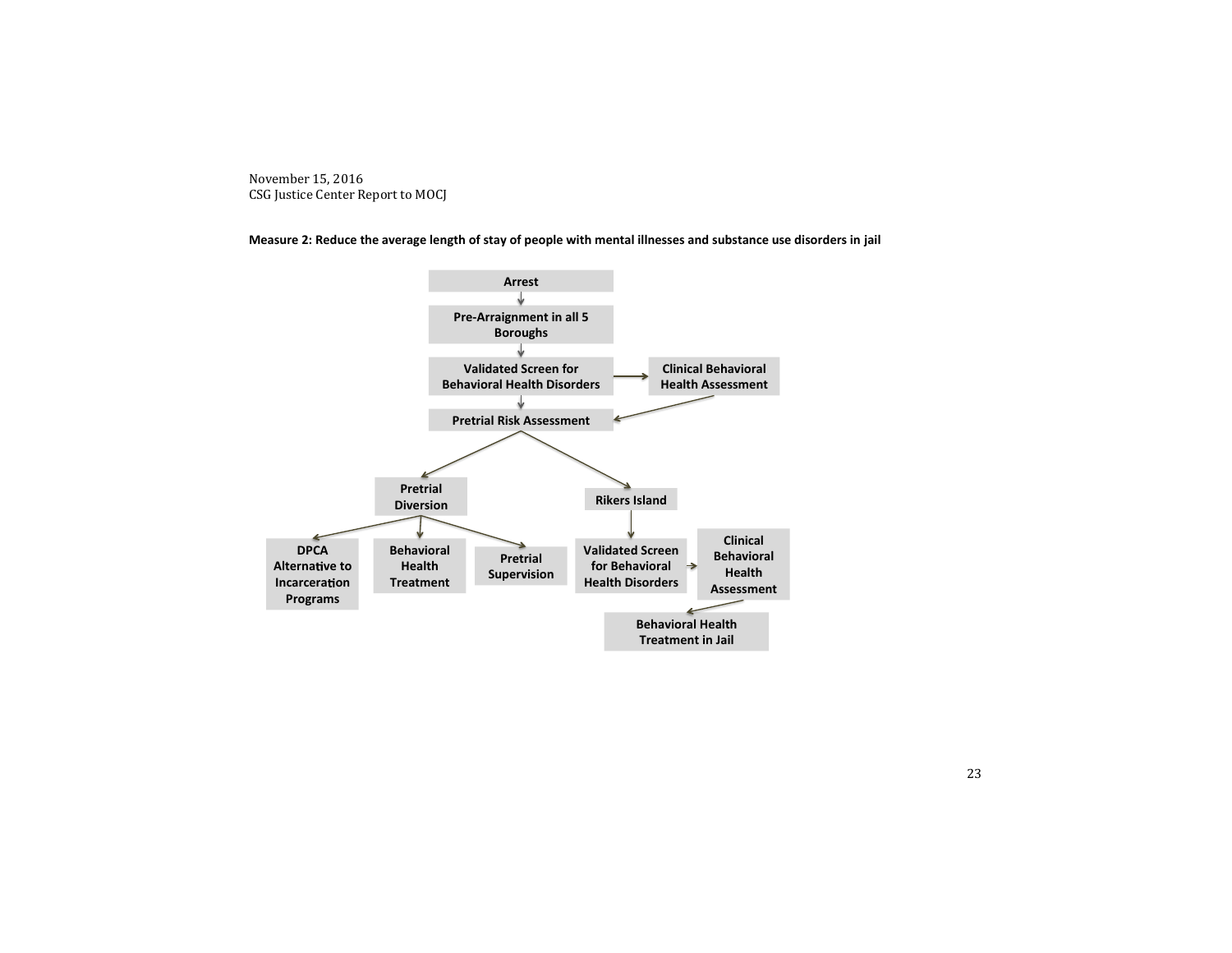**Measure 2: Reduce the average length of stay of people with mental illnesses and substance use disorders in jail**

- Arrest
- Pre-Arraignment in all 5 Boroughs
- Validated Screen for Behavioral Health Disorders → Clinical Behavioral Health Assessment
- Pretrial Risk Assessment
  - Pretrial Diversion
    - DPCA Alternative to Incarceration Programs
    - Behavioral Health Treatment
    - Pretrial Supervision
  - Rikers Island
    - Validated Screen for Behavioral Health Disorders → Clinical Behavioral Health Assessment
    - Behavioral Health Treatment in Jail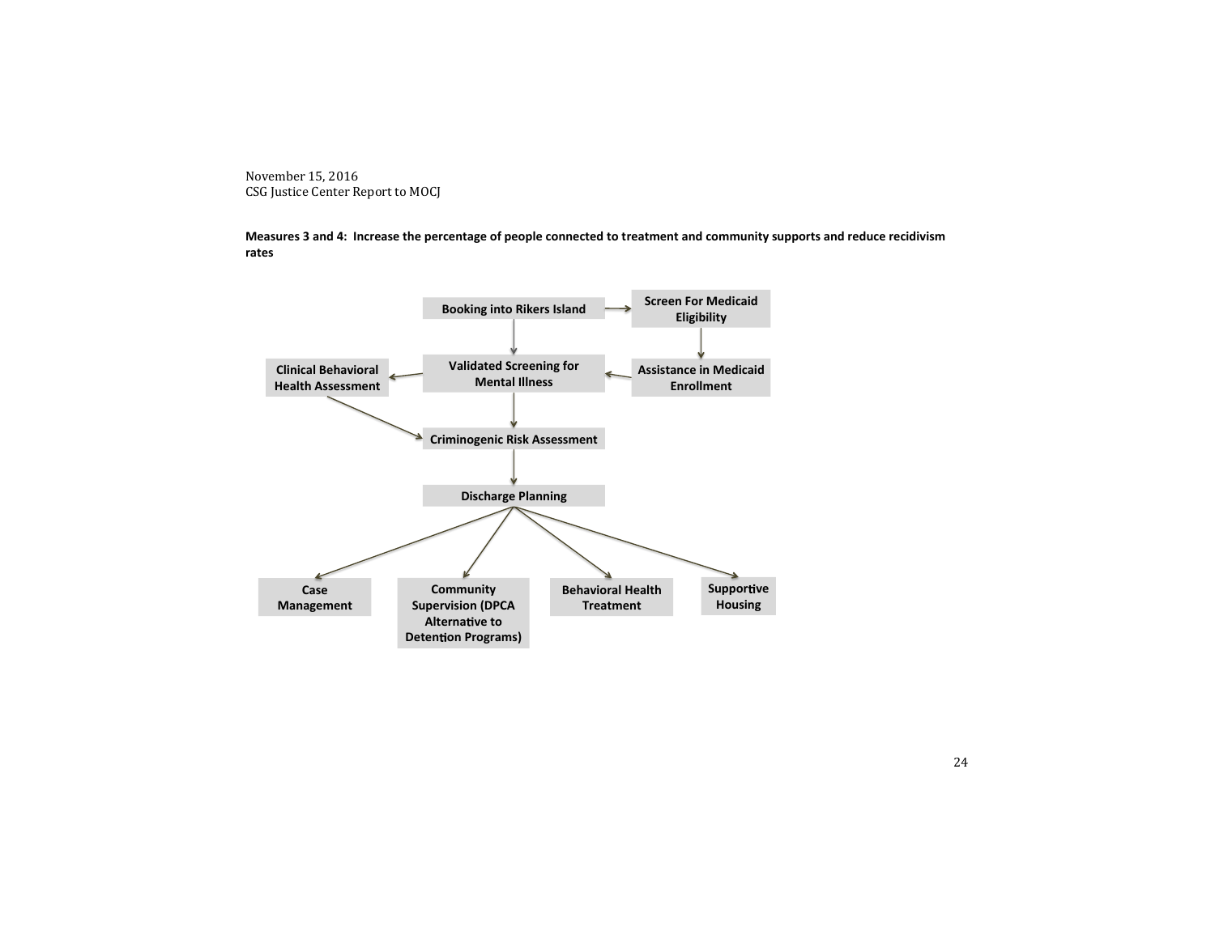**Measures 3 and 4: Increase the percentage of people connected to treatment and community supports and reduce recidivism rates**

Booking into Rikers Island

Screen For Medicaid Eligibility

Clinical Behavioral Health Assessment

Validated Screening for Mental Illness

Assistance in Medicaid Enrollment

Criminogenic Risk Assessment

Discharge Planning

Case Management

Community Supervision (DPCA Alternative to Detention Programs)

Behavioral Health Treatment

Supportive Housing